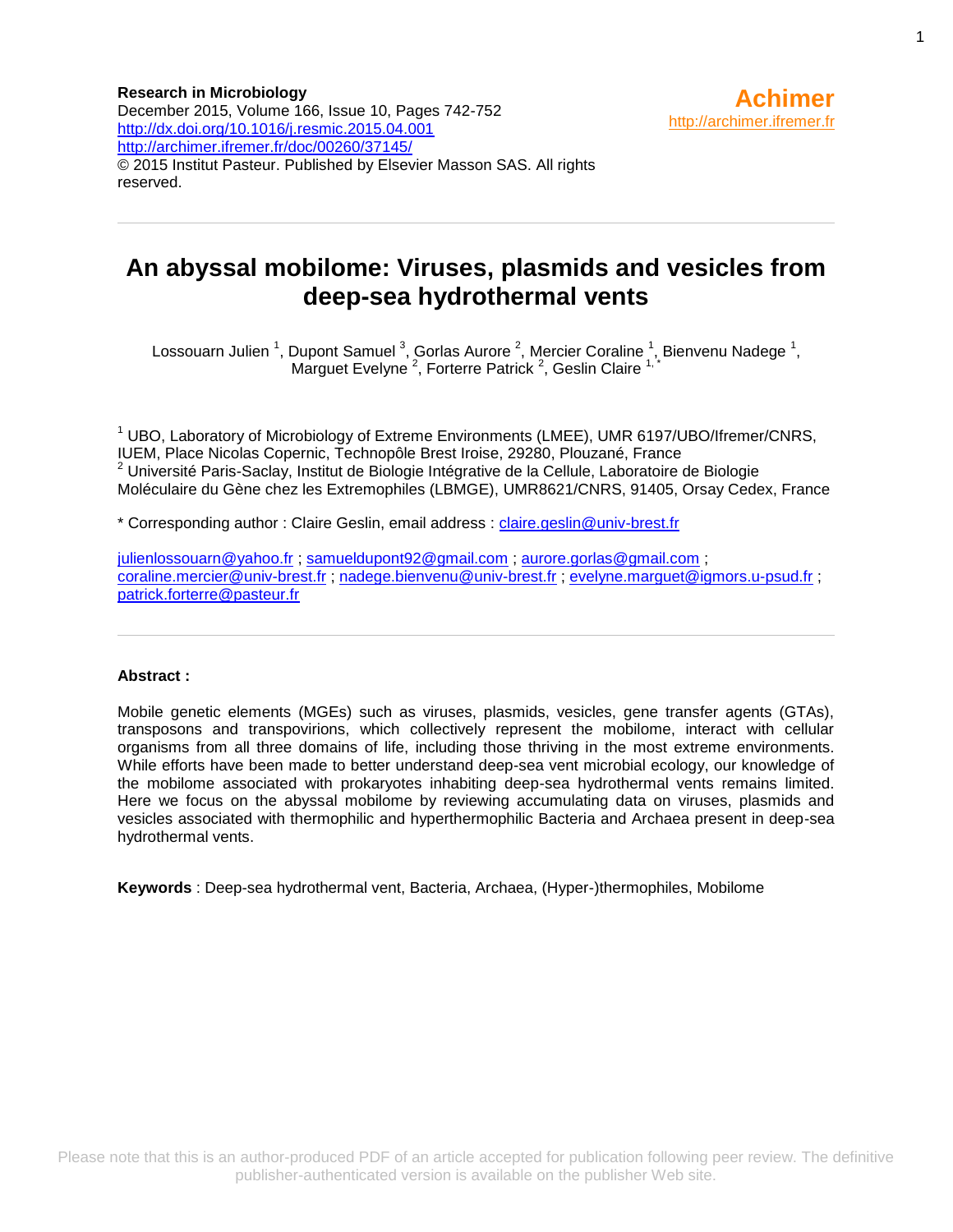**Research in Microbiology**
December 2015, Volume 166, Issue 10, Pages 742-752
http://dx.doi.org/10.1016/j.resmic.2015.04.001
http://archimer.ifremer.fr/doc/00260/37145/
© 2015 Institut Pasteur. Published by Elsevier Masson SAS. All rights reserved.

**Achimer**
http://archimer.ifremer.fr

# An abyssal mobilome: Viruses, plasmids and vesicles from deep-sea hydrothermal vents

Lossouarn Julien [1], Dupont Samuel [3], Gorlas Aurore [2], Mercier Coraline [1], Bienvenu Nadege [1], Marguet Evelyne [2], Forterre Patrick [2], Geslin Claire [1,*]

[1] UBO, Laboratory of Microbiology of Extreme Environments (LMEE), UMR 6197/UBO/Ifremer/CNRS, IUEM, Place Nicolas Copernic, Technopôle Brest Iroise, 29280, Plouzané, France
[2] Université Paris-Saclay, Institut de Biologie Intégrative de la Cellule, Laboratoire de Biologie Moléculaire du Gène chez les Extremophiles (LBMGE), UMR8621/CNRS, 91405, Orsay Cedex, France

* Corresponding author : Claire Geslin, email address : claire.geslin@univ-brest.fr

julienlossouarn@yahoo.fr ; samueldupont92@gmail.com ; aurore.gorlas@gmail.com ; coraline.mercier@univ-brest.fr ; nadege.bienvenu@univ-brest.fr ; evelyne.marguet@igmors.u-psud.fr ; patrick.forterre@pasteur.fr

**Abstract :**

Mobile genetic elements (MGEs) such as viruses, plasmids, vesicles, gene transfer agents (GTAs), transposons and transpovirions, which collectively represent the mobilome, interact with cellular organisms from all three domains of life, including those thriving in the most extreme environments. While efforts have been made to better understand deep-sea vent microbial ecology, our knowledge of the mobilome associated with prokaryotes inhabiting deep-sea hydrothermal vents remains limited. Here we focus on the abyssal mobilome by reviewing accumulating data on viruses, plasmids and vesicles associated with thermophilic and hyperthermophilic Bacteria and Archaea present in deep-sea hydrothermal vents.

**Keywords** : Deep-sea hydrothermal vent, Bacteria, Archaea, (Hyper-)thermophiles, Mobilome

Please note that this is an author-produced PDF of an article accepted for publication following peer review. The definitive publisher-authenticated version is available on the publisher Web site.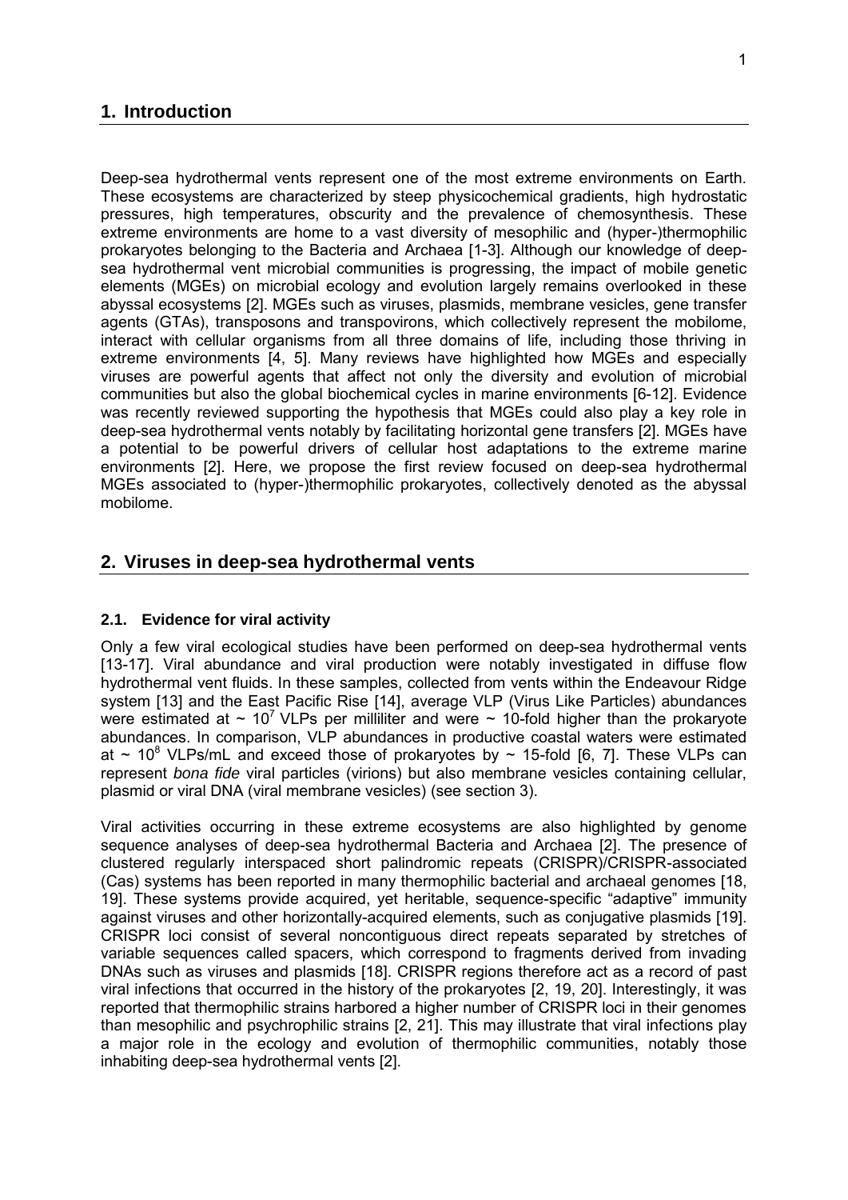# 1. Introduction

Deep-sea hydrothermal vents represent one of the most extreme environments on Earth. These ecosystems are characterized by steep physicochemical gradients, high hydrostatic pressures, high temperatures, obscurity and the prevalence of chemosynthesis. These extreme environments are home to a vast diversity of mesophilic and (hyper-)thermophilic prokaryotes belonging to the Bacteria and Archaea [1-3]. Although our knowledge of deep-sea hydrothermal vent microbial communities is progressing, the impact of mobile genetic elements (MGEs) on microbial ecology and evolution largely remains overlooked in these abyssal ecosystems [2]. MGEs such as viruses, plasmids, membrane vesicles, gene transfer agents (GTAs), transposons and transpovirons, which collectively represent the mobilome, interact with cellular organisms from all three domains of life, including those thriving in extreme environments [4, 5]. Many reviews have highlighted how MGEs and especially viruses are powerful agents that affect not only the diversity and evolution of microbial communities but also the global biochemical cycles in marine environments [6-12]. Evidence was recently reviewed supporting the hypothesis that MGEs could also play a key role in deep-sea hydrothermal vents notably by facilitating horizontal gene transfers [2]. MGEs have a potential to be powerful drivers of cellular host adaptations to the extreme marine environments [2]. Here, we propose the first review focused on deep-sea hydrothermal MGEs associated to (hyper-)thermophilic prokaryotes, collectively denoted as the abyssal mobilome.

# 2. Viruses in deep-sea hydrothermal vents

## 2.1. Evidence for viral activity

Only a few viral ecological studies have been performed on deep-sea hydrothermal vents [13-17]. Viral abundance and viral production were notably investigated in diffuse flow hydrothermal vent fluids. In these samples, collected from vents within the Endeavour Ridge system [13] and the East Pacific Rise [14], average VLP (Virus Like Particles) abundances were estimated at ~ $10^7$ VLPs per milliliter and were ~ 10-fold higher than the prokaryote abundances. In comparison, VLP abundances in productive coastal waters were estimated at ~ $10^8$ VLPs/mL and exceed those of prokaryotes by ~ 15-fold [6, 7]. These VLPs can represent *bona fide* viral particles (virions) but also membrane vesicles containing cellular, plasmid or viral DNA (viral membrane vesicles) (see section 3).

Viral activities occurring in these extreme ecosystems are also highlighted by genome sequence analyses of deep-sea hydrothermal Bacteria and Archaea [2]. The presence of clustered regularly interspaced short palindromic repeats (CRISPR)/CRISPR-associated (Cas) systems has been reported in many thermophilic bacterial and archaeal genomes [18, 19]. These systems provide acquired, yet heritable, sequence-specific "adaptive" immunity against viruses and other horizontally-acquired elements, such as conjugative plasmids [19]. CRISPR loci consist of several noncontiguous direct repeats separated by stretches of variable sequences called spacers, which correspond to fragments derived from invading DNAs such as viruses and plasmids [18]. CRISPR regions therefore act as a record of past viral infections that occurred in the history of the prokaryotes [2, 19, 20]. Interestingly, it was reported that thermophilic strains harbored a higher number of CRISPR loci in their genomes than mesophilic and psychrophilic strains [2, 21]. This may illustrate that viral infections play a major role in the ecology and evolution of thermophilic communities, notably those inhabiting deep-sea hydrothermal vents [2].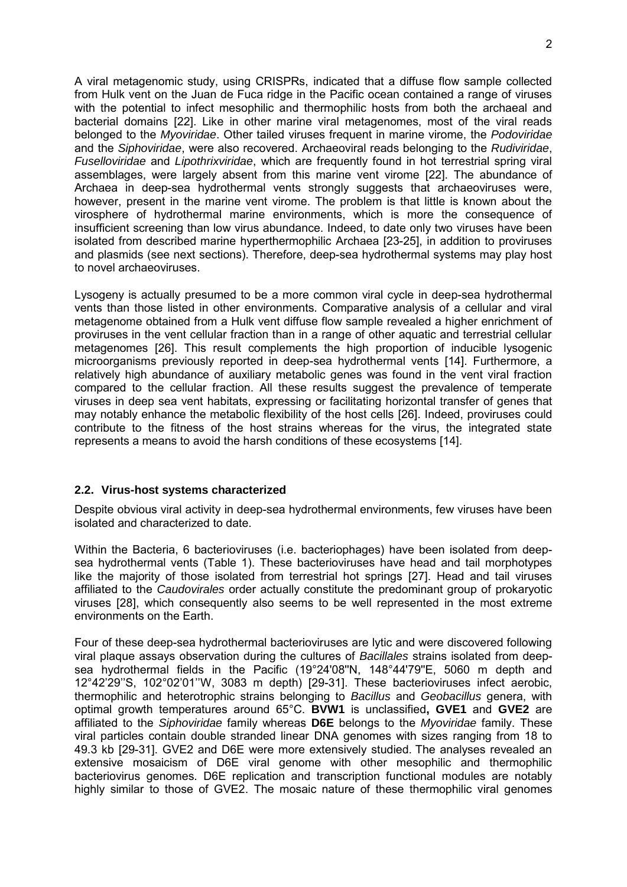A viral metagenomic study, using CRISPRs, indicated that a diffuse flow sample collected from Hulk vent on the Juan de Fuca ridge in the Pacific ocean contained a range of viruses with the potential to infect mesophilic and thermophilic hosts from both the archaeal and bacterial domains [22]. Like in other marine viral metagenomes, most of the viral reads belonged to the *Myoviridae*. Other tailed viruses frequent in marine virome, the *Podoviridae* and the *Siphoviridae*, were also recovered. Archaeoviral reads belonging to the *Rudiviridae*, *Fuselloviridae* and *Lipothrixviridae*, which are frequently found in hot terrestrial spring viral assemblages, were largely absent from this marine vent virome [22]. The abundance of Archaea in deep-sea hydrothermal vents strongly suggests that archaeoviruses were, however, present in the marine vent virome. The problem is that little is known about the virosphere of hydrothermal marine environments, which is more the consequence of insufficient screening than low virus abundance. Indeed, to date only two viruses have been isolated from described marine hyperthermophilic Archaea [23-25], in addition to proviruses and plasmids (see next sections). Therefore, deep-sea hydrothermal systems may play host to novel archaeoviruses.

Lysogeny is actually presumed to be a more common viral cycle in deep-sea hydrothermal vents than those listed in other environments. Comparative analysis of a cellular and viral metagenome obtained from a Hulk vent diffuse flow sample revealed a higher enrichment of proviruses in the vent cellular fraction than in a range of other aquatic and terrestrial cellular metagenomes [26]. This result complements the high proportion of inducible lysogenic microorganisms previously reported in deep-sea hydrothermal vents [14]. Furthermore, a relatively high abundance of auxiliary metabolic genes was found in the vent viral fraction compared to the cellular fraction. All these results suggest the prevalence of temperate viruses in deep sea vent habitats, expressing or facilitating horizontal transfer of genes that may notably enhance the metabolic flexibility of the host cells [26]. Indeed, proviruses could contribute to the fitness of the host strains whereas for the virus, the integrated state represents a means to avoid the harsh conditions of these ecosystems [14].

### 2.2. Virus-host systems characterized

Despite obvious viral activity in deep-sea hydrothermal environments, few viruses have been isolated and characterized to date.

Within the Bacteria, 6 bacterioviruses (i.e. bacteriophages) have been isolated from deep-sea hydrothermal vents (Table 1). These bacterioviruses have head and tail morphotypes like the majority of those isolated from terrestrial hot springs [27]. Head and tail viruses affiliated to the *Caudovirales* order actually constitute the predominant group of prokaryotic viruses [28], which consequently also seems to be well represented in the most extreme environments on the Earth.

Four of these deep-sea hydrothermal bacterioviruses are lytic and were discovered following viral plaque assays observation during the cultures of *Bacillales* strains isolated from deep-sea hydrothermal fields in the Pacific (19°24'08''N, 148°44'79''E, 5060 m depth and 12°42'29''S, 102°02'01''W, 3083 m depth) [29-31]. These bacterioviruses infect aerobic, thermophilic and heterotrophic strains belonging to *Bacillus* and *Geobacillus* genera, with optimal growth temperatures around 65°C. **BVW1** is unclassified**, GVE1** and **GVE2** are affiliated to the *Siphoviridae* family whereas **D6E** belongs to the *Myoviridae* family. These viral particles contain double stranded linear DNA genomes with sizes ranging from 18 to 49.3 kb [29-31]. GVE2 and D6E were more extensively studied. The analyses revealed an extensive mosaicism of D6E viral genome with other mesophilic and thermophilic bacteriovirus genomes. D6E replication and transcription functional modules are notably highly similar to those of GVE2. The mosaic nature of these thermophilic viral genomes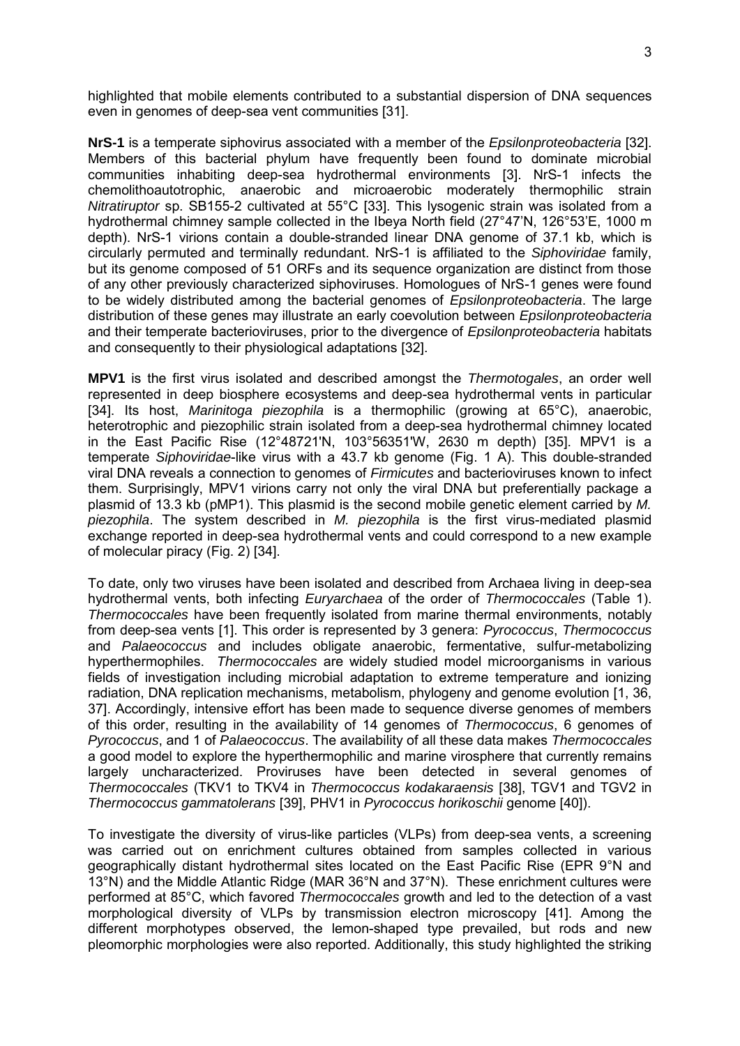highlighted that mobile elements contributed to a substantial dispersion of DNA sequences even in genomes of deep-sea vent communities [31].

**NrS-1** is a temperate siphovirus associated with a member of the *Epsilonproteobacteria* [32]. Members of this bacterial phylum have frequently been found to dominate microbial communities inhabiting deep-sea hydrothermal environments [3]. NrS-1 infects the chemolithoautotrophic, anaerobic and microaerobic moderately thermophilic strain *Nitratiruptor* sp. SB155-2 cultivated at 55°C [33]. This lysogenic strain was isolated from a hydrothermal chimney sample collected in the Ibeya North field (27°47'N, 126°53'E, 1000 m depth). NrS-1 virions contain a double-stranded linear DNA genome of 37.1 kb, which is circularly permuted and terminally redundant. NrS-1 is affiliated to the *Siphoviridae* family, but its genome composed of 51 ORFs and its sequence organization are distinct from those of any other previously characterized siphoviruses. Homologues of NrS-1 genes were found to be widely distributed among the bacterial genomes of *Epsilonproteobacteria*. The large distribution of these genes may illustrate an early coevolution between *Epsilonproteobacteria* and their temperate bacterioviruses, prior to the divergence of *Epsilonproteobacteria* habitats and consequently to their physiological adaptations [32].

**MPV1** is the first virus isolated and described amongst the *Thermotogales*, an order well represented in deep biosphere ecosystems and deep-sea hydrothermal vents in particular [34]. Its host, *Marinitoga piezophila* is a thermophilic (growing at 65°C), anaerobic, heterotrophic and piezophilic strain isolated from a deep-sea hydrothermal chimney located in the East Pacific Rise (12°48721'N, 103°56351'W, 2630 m depth) [35]. MPV1 is a temperate *Siphoviridae*-like virus with a 43.7 kb genome (Fig. 1 A). This double-stranded viral DNA reveals a connection to genomes of *Firmicutes* and bacterioviruses known to infect them. Surprisingly, MPV1 virions carry not only the viral DNA but preferentially package a plasmid of 13.3 kb (pMP1). This plasmid is the second mobile genetic element carried by *M. piezophila*. The system described in *M. piezophila* is the first virus-mediated plasmid exchange reported in deep-sea hydrothermal vents and could correspond to a new example of molecular piracy (Fig. 2) [34].

To date, only two viruses have been isolated and described from Archaea living in deep-sea hydrothermal vents, both infecting *Euryarchaea* of the order of *Thermococcales* (Table 1). *Thermococcales* have been frequently isolated from marine thermal environments, notably from deep-sea vents [1]. This order is represented by 3 genera: *Pyrococcus*, *Thermococcus* and *Palaeococcus* and includes obligate anaerobic, fermentative, sulfur-metabolizing hyperthermophiles. *Thermococcales* are widely studied model microorganisms in various fields of investigation including microbial adaptation to extreme temperature and ionizing radiation, DNA replication mechanisms, metabolism, phylogeny and genome evolution [1, 36, 37]. Accordingly, intensive effort has been made to sequence diverse genomes of members of this order, resulting in the availability of 14 genomes of *Thermococcus*, 6 genomes of *Pyrococcus*, and 1 of *Palaeococcus*. The availability of all these data makes *Thermococcales* a good model to explore the hyperthermophilic and marine virosphere that currently remains largely uncharacterized. Proviruses have been detected in several genomes of *Thermococcales* (TKV1 to TKV4 in *Thermococcus kodakaraensis* [38], TGV1 and TGV2 in *Thermococcus gammatolerans* [39], PHV1 in *Pyrococcus horikoschii* genome [40]).

To investigate the diversity of virus-like particles (VLPs) from deep-sea vents, a screening was carried out on enrichment cultures obtained from samples collected in various geographically distant hydrothermal sites located on the East Pacific Rise (EPR 9°N and 13°N) and the Middle Atlantic Ridge (MAR 36°N and 37°N). These enrichment cultures were performed at 85°C, which favored *Thermococcales* growth and led to the detection of a vast morphological diversity of VLPs by transmission electron microscopy [41]. Among the different morphotypes observed, the lemon-shaped type prevailed, but rods and new pleomorphic morphologies were also reported. Additionally, this study highlighted the striking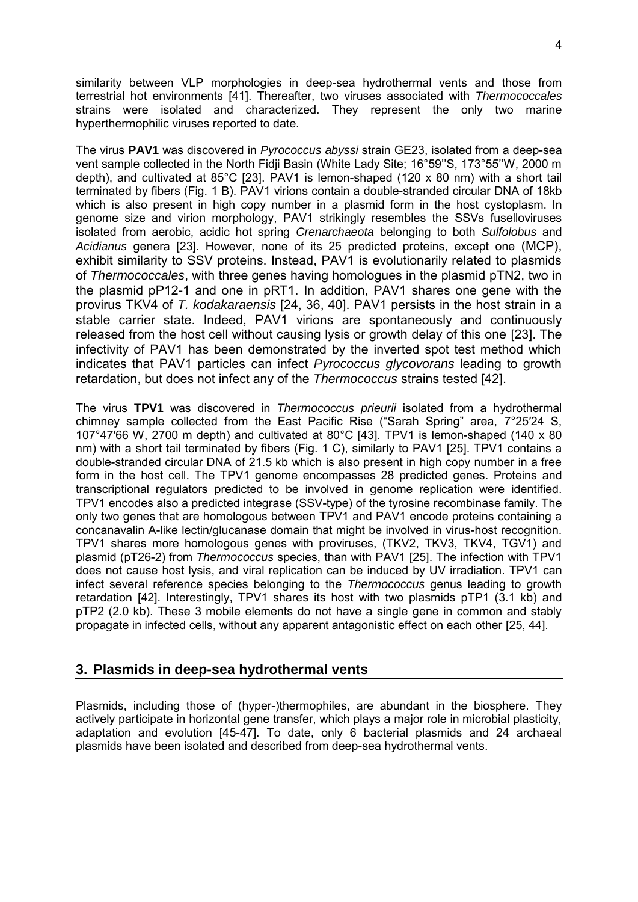similarity between VLP morphologies in deep-sea hydrothermal vents and those from terrestrial hot environments [41]. Thereafter, two viruses associated with *Thermococcales* strains were isolated and characterized. They represent the only two marine hyperthermophilic viruses reported to date.

The virus **PAV1** was discovered in *Pyrococcus abyssi* strain GE23, isolated from a deep-sea vent sample collected in the North Fidji Basin (White Lady Site; 16°59''S, 173°55''W, 2000 m depth), and cultivated at 85°C [23]. PAV1 is lemon-shaped (120 x 80 nm) with a short tail terminated by fibers (Fig. 1 B). PAV1 virions contain a double-stranded circular DNA of 18kb which is also present in high copy number in a plasmid form in the host cystoplasm. In genome size and virion morphology, PAV1 strikingly resembles the SSVs fuselloviruses isolated from aerobic, acidic hot spring *Crenarchaeota* belonging to both *Sulfolobus* and *Acidianus* genera [23]. However, none of its 25 predicted proteins, except one (MCP), exhibit similarity to SSV proteins. Instead, PAV1 is evolutionarily related to plasmids of *Thermococcales*, with three genes having homologues in the plasmid pTN2, two in the plasmid pP12-1 and one in pRT1. In addition, PAV1 shares one gene with the provirus TKV4 of *T. kodakaraensis* [24, 36, 40]. PAV1 persists in the host strain in a stable carrier state. Indeed, PAV1 virions are spontaneously and continuously released from the host cell without causing lysis or growth delay of this one [23]. The infectivity of PAV1 has been demonstrated by the inverted spot test method which indicates that PAV1 particles can infect *Pyrococcus glycovorans* leading to growth retardation, but does not infect any of the *Thermococcus* strains tested [42].

The virus **TPV1** was discovered in *Thermococcus prieurii* isolated from a hydrothermal chimney sample collected from the East Pacific Rise ("Sarah Spring" area, 7°25′24 S, 107°47′66 W, 2700 m depth) and cultivated at 80°C [43]. TPV1 is lemon-shaped (140 x 80 nm) with a short tail terminated by fibers (Fig. 1 C), similarly to PAV1 [25]. TPV1 contains a double-stranded circular DNA of 21.5 kb which is also present in high copy number in a free form in the host cell. The TPV1 genome encompasses 28 predicted genes. Proteins and transcriptional regulators predicted to be involved in genome replication were identified. TPV1 encodes also a predicted integrase (SSV-type) of the tyrosine recombinase family. The only two genes that are homologous between TPV1 and PAV1 encode proteins containing a concanavalin A-like lectin/glucanase domain that might be involved in virus-host recognition. TPV1 shares more homologous genes with proviruses, (TKV2, TKV3, TKV4, TGV1) and plasmid (pT26-2) from *Thermococcus* species, than with PAV1 [25]. The infection with TPV1 does not cause host lysis, and viral replication can be induced by UV irradiation. TPV1 can infect several reference species belonging to the *Thermococcus* genus leading to growth retardation [42]. Interestingly, TPV1 shares its host with two plasmids pTP1 (3.1 kb) and pTP2 (2.0 kb). These 3 mobile elements do not have a single gene in common and stably propagate in infected cells, without any apparent antagonistic effect on each other [25, 44].

## 3. Plasmids in deep-sea hydrothermal vents

Plasmids, including those of (hyper-)thermophiles, are abundant in the biosphere. They actively participate in horizontal gene transfer, which plays a major role in microbial plasticity, adaptation and evolution [45-47]. To date, only 6 bacterial plasmids and 24 archaeal plasmids have been isolated and described from deep-sea hydrothermal vents.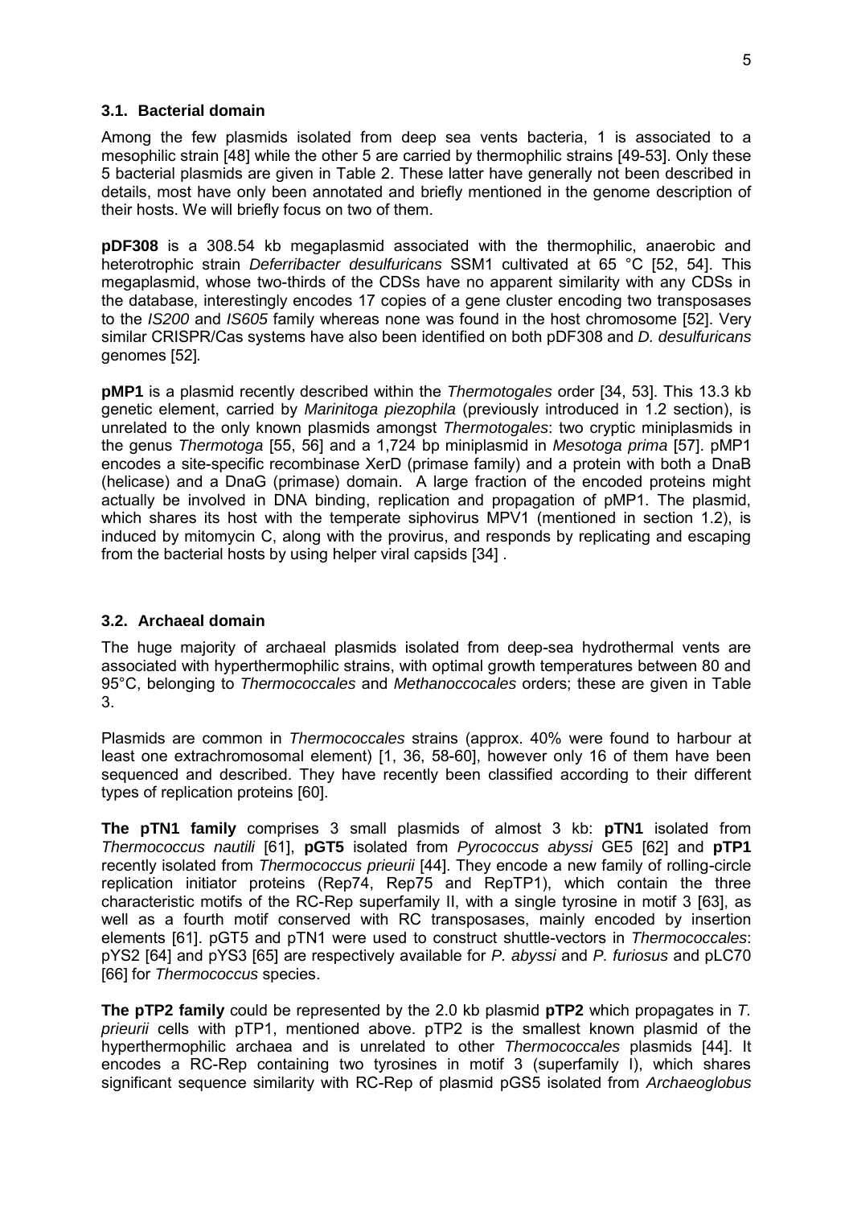### 3.1. Bacterial domain

Among the few plasmids isolated from deep sea vents bacteria, 1 is associated to a mesophilic strain [48] while the other 5 are carried by thermophilic strains [49-53]. Only these 5 bacterial plasmids are given in Table 2. These latter have generally not been described in details, most have only been annotated and briefly mentioned in the genome description of their hosts. We will briefly focus on two of them.

**pDF308** is a 308.54 kb megaplasmid associated with the thermophilic, anaerobic and heterotrophic strain *Deferribacter desulfuricans* SSM1 cultivated at 65 °C [52, 54]. This megaplasmid, whose two-thirds of the CDSs have no apparent similarity with any CDSs in the database, interestingly encodes 17 copies of a gene cluster encoding two transposases to the *IS200* and *IS605* family whereas none was found in the host chromosome [52]. Very similar CRISPR/Cas systems have also been identified on both pDF308 and *D. desulfuricans* genomes [52].

**pMP1** is a plasmid recently described within the *Thermotogales* order [34, 53]. This 13.3 kb genetic element, carried by *Marinitoga piezophila* (previously introduced in 1.2 section), is unrelated to the only known plasmids amongst *Thermotogales*: two cryptic miniplasmids in the genus *Thermotoga* [55, 56] and a 1,724 bp miniplasmid in *Mesotoga prima* [57]. pMP1 encodes a site-specific recombinase XerD (primase family) and a protein with both a DnaB (helicase) and a DnaG (primase) domain. A large fraction of the encoded proteins might actually be involved in DNA binding, replication and propagation of pMP1. The plasmid, which shares its host with the temperate siphovirus MPV1 (mentioned in section 1.2), is induced by mitomycin C, along with the provirus, and responds by replicating and escaping from the bacterial hosts by using helper viral capsids [34] .

### 3.2. Archaeal domain

The huge majority of archaeal plasmids isolated from deep-sea hydrothermal vents are associated with hyperthermophilic strains, with optimal growth temperatures between 80 and 95°C, belonging to *Thermococcales* and *Methanoccocales* orders; these are given in Table 3.

Plasmids are common in *Thermococcales* strains (approx. 40% were found to harbour at least one extrachromosomal element) [1, 36, 58-60], however only 16 of them have been sequenced and described. They have recently been classified according to their different types of replication proteins [60].

**The pTN1 family** comprises 3 small plasmids of almost 3 kb: **pTN1** isolated from *Thermococcus nautili* [61], **pGT5** isolated from *Pyrococcus abyssi* GE5 [62] and **pTP1** recently isolated from *Thermococcus prieurii* [44]. They encode a new family of rolling-circle replication initiator proteins (Rep74, Rep75 and RepTP1), which contain the three characteristic motifs of the RC-Rep superfamily II, with a single tyrosine in motif 3 [63], as well as a fourth motif conserved with RC transposases, mainly encoded by insertion elements [61]. pGT5 and pTN1 were used to construct shuttle-vectors in *Thermococcales*: pYS2 [64] and pYS3 [65] are respectively available for *P. abyssi* and *P. furiosus* and pLC70 [66] for *Thermococcus* species.

**The pTP2 family** could be represented by the 2.0 kb plasmid **pTP2** which propagates in *T. prieurii* cells with pTP1, mentioned above. pTP2 is the smallest known plasmid of the hyperthermophilic archaea and is unrelated to other *Thermococcales* plasmids [44]. It encodes a RC-Rep containing two tyrosines in motif 3 (superfamily I), which shares significant sequence similarity with RC-Rep of plasmid pGS5 isolated from *Archaeoglobus*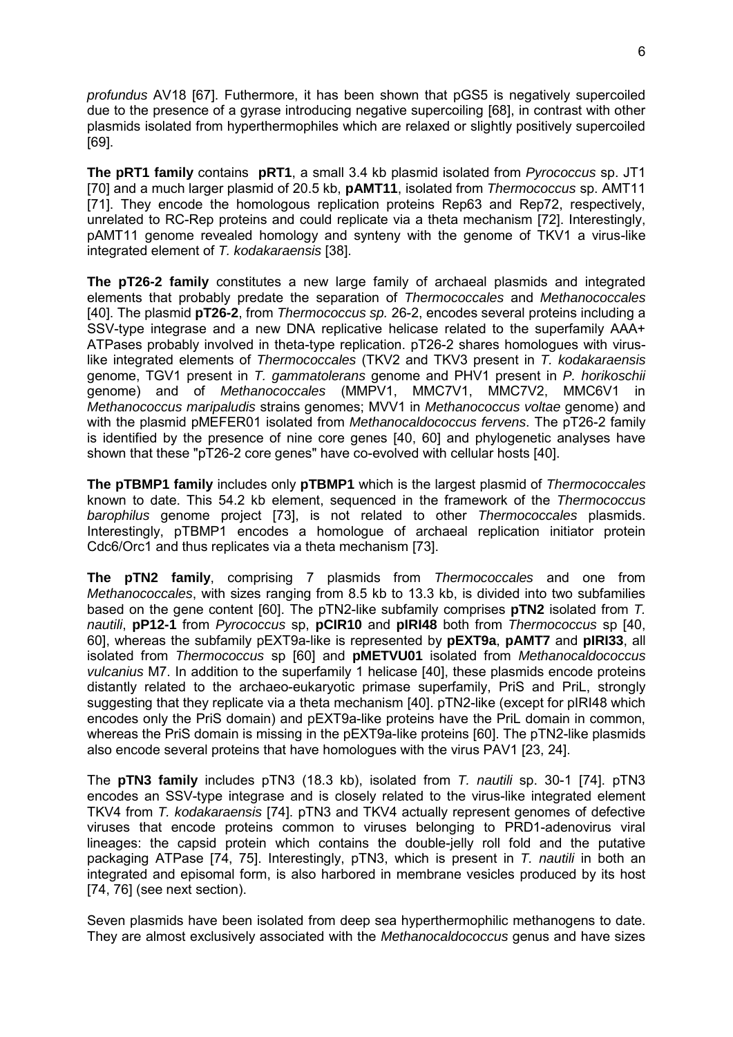*profundus* AV18 [67]. Futhermore, it has been shown that pGS5 is negatively supercoiled due to the presence of a gyrase introducing negative supercoiling [68], in contrast with other plasmids isolated from hyperthermophiles which are relaxed or slightly positively supercoiled [69].

**The pRT1 family** contains **pRT1**, a small 3.4 kb plasmid isolated from *Pyrococcus* sp. JT1 [70] and a much larger plasmid of 20.5 kb, **pAMT11**, isolated from *Thermococcus* sp. AMT11 [71]. They encode the homologous replication proteins Rep63 and Rep72, respectively, unrelated to RC-Rep proteins and could replicate via a theta mechanism [72]. Interestingly, pAMT11 genome revealed homology and synteny with the genome of TKV1 a virus-like integrated element of *T. kodakaraensis* [38].

**The pT26-2 family** constitutes a new large family of archaeal plasmids and integrated elements that probably predate the separation of *Thermococcales* and *Methanococcales* [40]. The plasmid **pT26-2**, from *Thermococcus sp.* 26-2, encodes several proteins including a SSV-type integrase and a new DNA replicative helicase related to the superfamily AAA+ ATPases probably involved in theta-type replication. pT26-2 shares homologues with virus-like integrated elements of *Thermococcales* (TKV2 and TKV3 present in *T. kodakaraensis* genome, TGV1 present in *T. gammatolerans* genome and PHV1 present in *P. horikoschii* genome) and of *Methanococcales* (MMPV1, MMC7V1, MMC7V2, MMC6V1 in *Methanococcus maripaludis* strains genomes; MVV1 in *Methanococcus voltae* genome) and with the plasmid pMEFER01 isolated from *Methanocaldococcus fervens*. The pT26-2 family is identified by the presence of nine core genes [40, 60] and phylogenetic analyses have shown that these "pT26-2 core genes" have co-evolved with cellular hosts [40].

**The pTBMP1 family** includes only **pTBMP1** which is the largest plasmid of *Thermococcales* known to date. This 54.2 kb element, sequenced in the framework of the *Thermococcus barophilus* genome project [73], is not related to other *Thermococcales* plasmids. Interestingly, pTBMP1 encodes a homologue of archaeal replication initiator protein Cdc6/Orc1 and thus replicates via a theta mechanism [73].

**The pTN2 family**, comprising 7 plasmids from *Thermococcales* and one from *Methanococcales*, with sizes ranging from 8.5 kb to 13.3 kb, is divided into two subfamilies based on the gene content [60]. The pTN2-like subfamily comprises **pTN2** isolated from *T. nautili*, **pP12-1** from *Pyrococcus* sp, **pCIR10** and **pIRI48** both from *Thermococcus* sp [40, 60], whereas the subfamily pEXT9a-like is represented by **pEXT9a**, **pAMT7** and **pIRI33**, all isolated from *Thermococcus* sp [60] and **pMETVU01** isolated from *Methanocaldococcus vulcanius* M7. In addition to the superfamily 1 helicase [40], these plasmids encode proteins distantly related to the archaeo-eukaryotic primase superfamily, PriS and PriL, strongly suggesting that they replicate via a theta mechanism [40]. pTN2-like (except for pIRI48 which encodes only the PriS domain) and pEXT9a-like proteins have the PriL domain in common, whereas the PriS domain is missing in the pEXT9a-like proteins [60]. The pTN2-like plasmids also encode several proteins that have homologues with the virus PAV1 [23, 24].

The **pTN3 family** includes pTN3 (18.3 kb), isolated from *T. nautili* sp. 30-1 [74]. pTN3 encodes an SSV-type integrase and is closely related to the virus-like integrated element TKV4 from *T. kodakaraensis* [74]. pTN3 and TKV4 actually represent genomes of defective viruses that encode proteins common to viruses belonging to PRD1-adenovirus viral lineages: the capsid protein which contains the double-jelly roll fold and the putative packaging ATPase [74, 75]. Interestingly, pTN3, which is present in *T. nautili* in both an integrated and episomal form, is also harbored in membrane vesicles produced by its host [74, 76] (see next section).

Seven plasmids have been isolated from deep sea hyperthermophilic methanogens to date. They are almost exclusively associated with the *Methanocaldococcus* genus and have sizes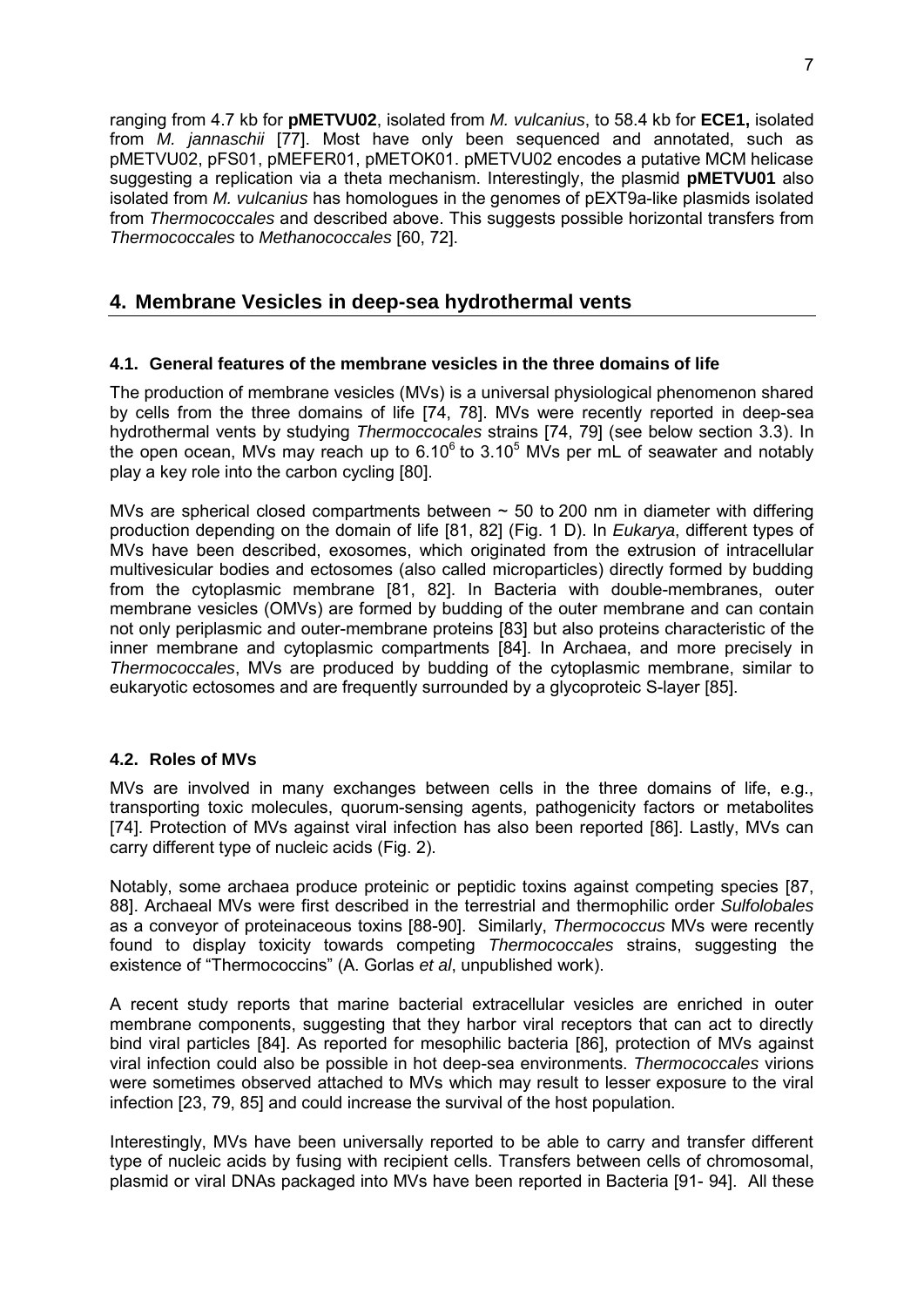ranging from 4.7 kb for **pMETVU02**, isolated from *M. vulcanius*, to 58.4 kb for **ECE1,** isolated from *M. jannaschii* [77]. Most have only been sequenced and annotated, such as pMETVU02, pFS01, pMEFER01, pMETOK01. pMETVU02 encodes a putative MCM helicase suggesting a replication via a theta mechanism. Interestingly, the plasmid **pMETVU01** also isolated from *M. vulcanius* has homologues in the genomes of pEXT9a-like plasmids isolated from *Thermococcales* and described above. This suggests possible horizontal transfers from *Thermococcales* to *Methanococcales* [60, 72].

## 4. Membrane Vesicles in deep-sea hydrothermal vents

### 4.1. General features of the membrane vesicles in the three domains of life

The production of membrane vesicles (MVs) is a universal physiological phenomenon shared by cells from the three domains of life [74, 78]. MVs were recently reported in deep-sea hydrothermal vents by studying *Thermoccocales* strains [74, 79] (see below section 3.3). In the open ocean, MVs may reach up to $6.10^6$ to $3.10^5$ MVs per mL of seawater and notably play a key role into the carbon cycling [80].

MVs are spherical closed compartments between ~ 50 to 200 nm in diameter with differing production depending on the domain of life [81, 82] (Fig. 1 D). In *Eukarya*, different types of MVs have been described, exosomes, which originated from the extrusion of intracellular multivesicular bodies and ectosomes (also called microparticles) directly formed by budding from the cytoplasmic membrane [81, 82]. In Bacteria with double-membranes, outer membrane vesicles (OMVs) are formed by budding of the outer membrane and can contain not only periplasmic and outer-membrane proteins [83] but also proteins characteristic of the inner membrane and cytoplasmic compartments [84]. In Archaea, and more precisely in *Thermococcales*, MVs are produced by budding of the cytoplasmic membrane, similar to eukaryotic ectosomes and are frequently surrounded by a glycoproteic S-layer [85].

### 4.2. Roles of MVs

MVs are involved in many exchanges between cells in the three domains of life, e.g., transporting toxic molecules, quorum-sensing agents, pathogenicity factors or metabolites [74]. Protection of MVs against viral infection has also been reported [86]. Lastly, MVs can carry different type of nucleic acids (Fig. 2).

Notably, some archaea produce proteinic or peptidic toxins against competing species [87, 88]. Archaeal MVs were first described in the terrestrial and thermophilic order *Sulfolobales* as a conveyor of proteinaceous toxins [88-90]. Similarly, *Thermococcus* MVs were recently found to display toxicity towards competing *Thermococcales* strains, suggesting the existence of "Thermococcins" (A. Gorlas *et al*, unpublished work).

A recent study reports that marine bacterial extracellular vesicles are enriched in outer membrane components, suggesting that they harbor viral receptors that can act to directly bind viral particles [84]. As reported for mesophilic bacteria [86], protection of MVs against viral infection could also be possible in hot deep-sea environments. *Thermococcales* virions were sometimes observed attached to MVs which may result to lesser exposure to the viral infection [23, 79, 85] and could increase the survival of the host population.

Interestingly, MVs have been universally reported to be able to carry and transfer different type of nucleic acids by fusing with recipient cells. Transfers between cells of chromosomal, plasmid or viral DNAs packaged into MVs have been reported in Bacteria [91- 94]. All these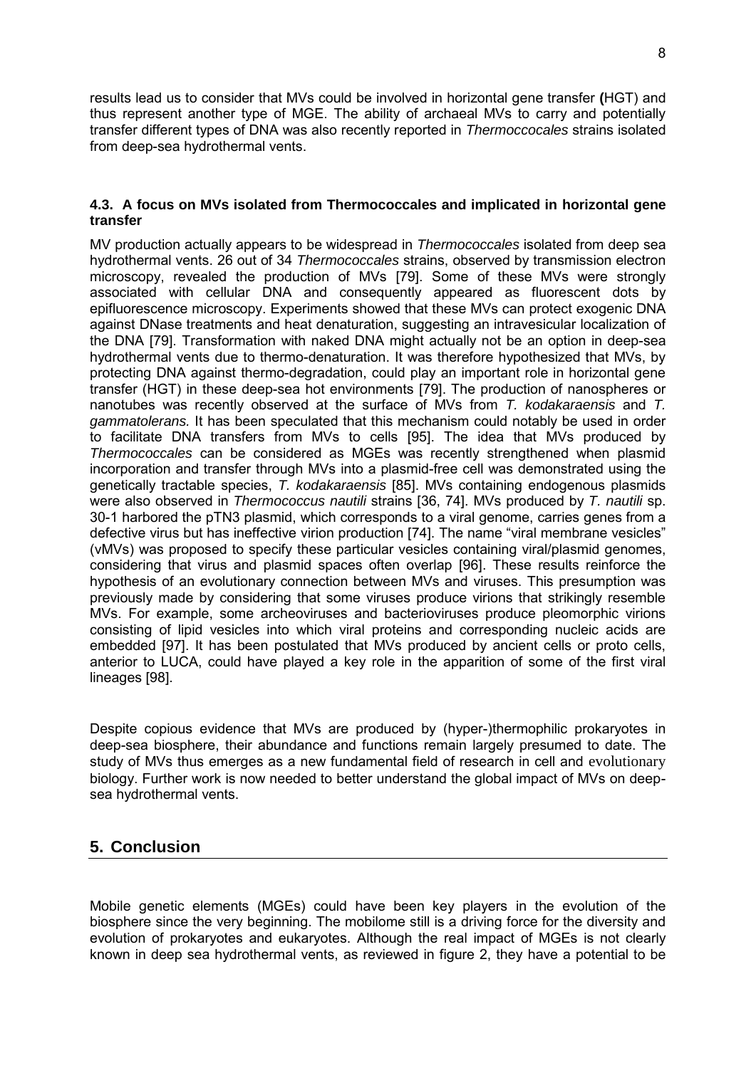results lead us to consider that MVs could be involved in horizontal gene transfer **(**HGT) and thus represent another type of MGE. The ability of archaeal MVs to carry and potentially transfer different types of DNA was also recently reported in *Thermoccocales* strains isolated from deep-sea hydrothermal vents.

### 4.3. A focus on MVs isolated from Thermococcales and implicated in horizontal gene transfer

MV production actually appears to be widespread in *Thermococcales* isolated from deep sea hydrothermal vents. 26 out of 34 *Thermococcales* strains, observed by transmission electron microscopy, revealed the production of MVs [79]. Some of these MVs were strongly associated with cellular DNA and consequently appeared as fluorescent dots by epifluorescence microscopy. Experiments showed that these MVs can protect exogenic DNA against DNase treatments and heat denaturation, suggesting an intravesicular localization of the DNA [79]. Transformation with naked DNA might actually not be an option in deep-sea hydrothermal vents due to thermo-denaturation. It was therefore hypothesized that MVs, by protecting DNA against thermo-degradation, could play an important role in horizontal gene transfer (HGT) in these deep-sea hot environments [79]. The production of nanospheres or nanotubes was recently observed at the surface of MVs from *T. kodakaraensis* and *T. gammatolerans.* It has been speculated that this mechanism could notably be used in order to facilitate DNA transfers from MVs to cells [95]. The idea that MVs produced by *Thermococcales* can be considered as MGEs was recently strengthened when plasmid incorporation and transfer through MVs into a plasmid-free cell was demonstrated using the genetically tractable species, *T. kodakaraensis* [85]. MVs containing endogenous plasmids were also observed in *Thermococcus nautili* strains [36, 74]. MVs produced by *T. nautili* sp. 30-1 harbored the pTN3 plasmid, which corresponds to a viral genome, carries genes from a defective virus but has ineffective virion production [74]. The name "viral membrane vesicles" (vMVs) was proposed to specify these particular vesicles containing viral/plasmid genomes, considering that virus and plasmid spaces often overlap [96]. These results reinforce the hypothesis of an evolutionary connection between MVs and viruses. This presumption was previously made by considering that some viruses produce virions that strikingly resemble MVs. For example, some archeoviruses and bacterioviruses produce pleomorphic virions consisting of lipid vesicles into which viral proteins and corresponding nucleic acids are embedded [97]. It has been postulated that MVs produced by ancient cells or proto cells, anterior to LUCA, could have played a key role in the apparition of some of the first viral lineages [98].

Despite copious evidence that MVs are produced by (hyper-)thermophilic prokaryotes in deep-sea biosphere, their abundance and functions remain largely presumed to date. The study of MVs thus emerges as a new fundamental field of research in cell and evolutionary biology. Further work is now needed to better understand the global impact of MVs on deep-sea hydrothermal vents.

## 5. Conclusion

Mobile genetic elements (MGEs) could have been key players in the evolution of the biosphere since the very beginning. The mobilome still is a driving force for the diversity and evolution of prokaryotes and eukaryotes. Although the real impact of MGEs is not clearly known in deep sea hydrothermal vents, as reviewed in figure 2, they have a potential to be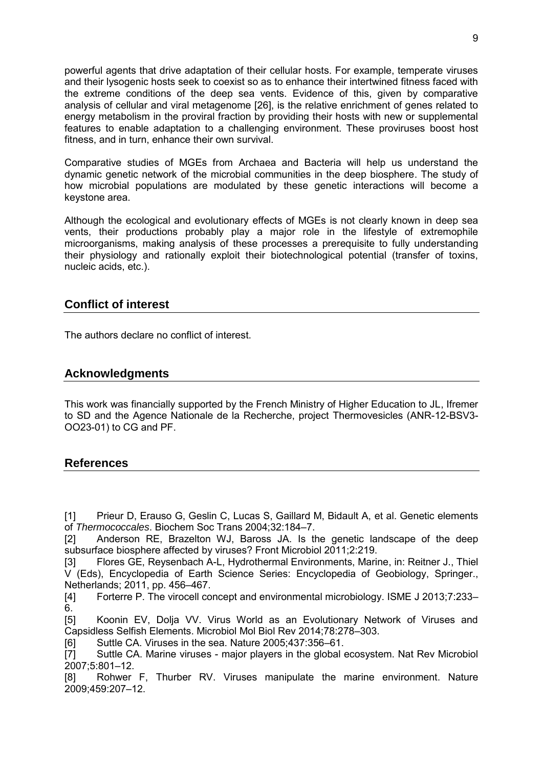powerful agents that drive adaptation of their cellular hosts. For example, temperate viruses and their lysogenic hosts seek to coexist so as to enhance their intertwined fitness faced with the extreme conditions of the deep sea vents. Evidence of this, given by comparative analysis of cellular and viral metagenome [26], is the relative enrichment of genes related to energy metabolism in the proviral fraction by providing their hosts with new or supplemental features to enable adaptation to a challenging environment. These proviruses boost host fitness, and in turn, enhance their own survival.

Comparative studies of MGEs from Archaea and Bacteria will help us understand the dynamic genetic network of the microbial communities in the deep biosphere. The study of how microbial populations are modulated by these genetic interactions will become a keystone area.

Although the ecological and evolutionary effects of MGEs is not clearly known in deep sea vents, their productions probably play a major role in the lifestyle of extremophile microorganisms, making analysis of these processes a prerequisite to fully understanding their physiology and rationally exploit their biotechnological potential (transfer of toxins, nucleic acids, etc.).

## Conflict of interest

The authors declare no conflict of interest.

## Acknowledgments

This work was financially supported by the French Ministry of Higher Education to JL, Ifremer to SD and the Agence Nationale de la Recherche, project Thermovesicles (ANR-12-BSV3-OO23-01) to CG and PF.

## References

[1] Prieur D, Erauso G, Geslin C, Lucas S, Gaillard M, Bidault A, et al. Genetic elements of *Thermococcales*. Biochem Soc Trans 2004;32:184–7.

[2] Anderson RE, Brazelton WJ, Baross JA. Is the genetic landscape of the deep subsurface biosphere affected by viruses? Front Microbiol 2011;2:219.

[3] Flores GE, Reysenbach A-L, Hydrothermal Environments, Marine, in: Reitner J., Thiel V (Eds), Encyclopedia of Earth Science Series: Encyclopedia of Geobiology, Springer., Netherlands; 2011, pp. 456–467.

[4] Forterre P. The virocell concept and environmental microbiology. ISME J 2013;7:233–6.

[5] Koonin EV, Dolja VV. Virus World as an Evolutionary Network of Viruses and Capsidless Selfish Elements. Microbiol Mol Biol Rev 2014;78:278–303.

[6] Suttle CA. Viruses in the sea. Nature 2005;437:356–61.

[7] Suttle CA. Marine viruses - major players in the global ecosystem. Nat Rev Microbiol 2007;5:801–12.

[8] Rohwer F, Thurber RV. Viruses manipulate the marine environment. Nature 2009;459:207–12.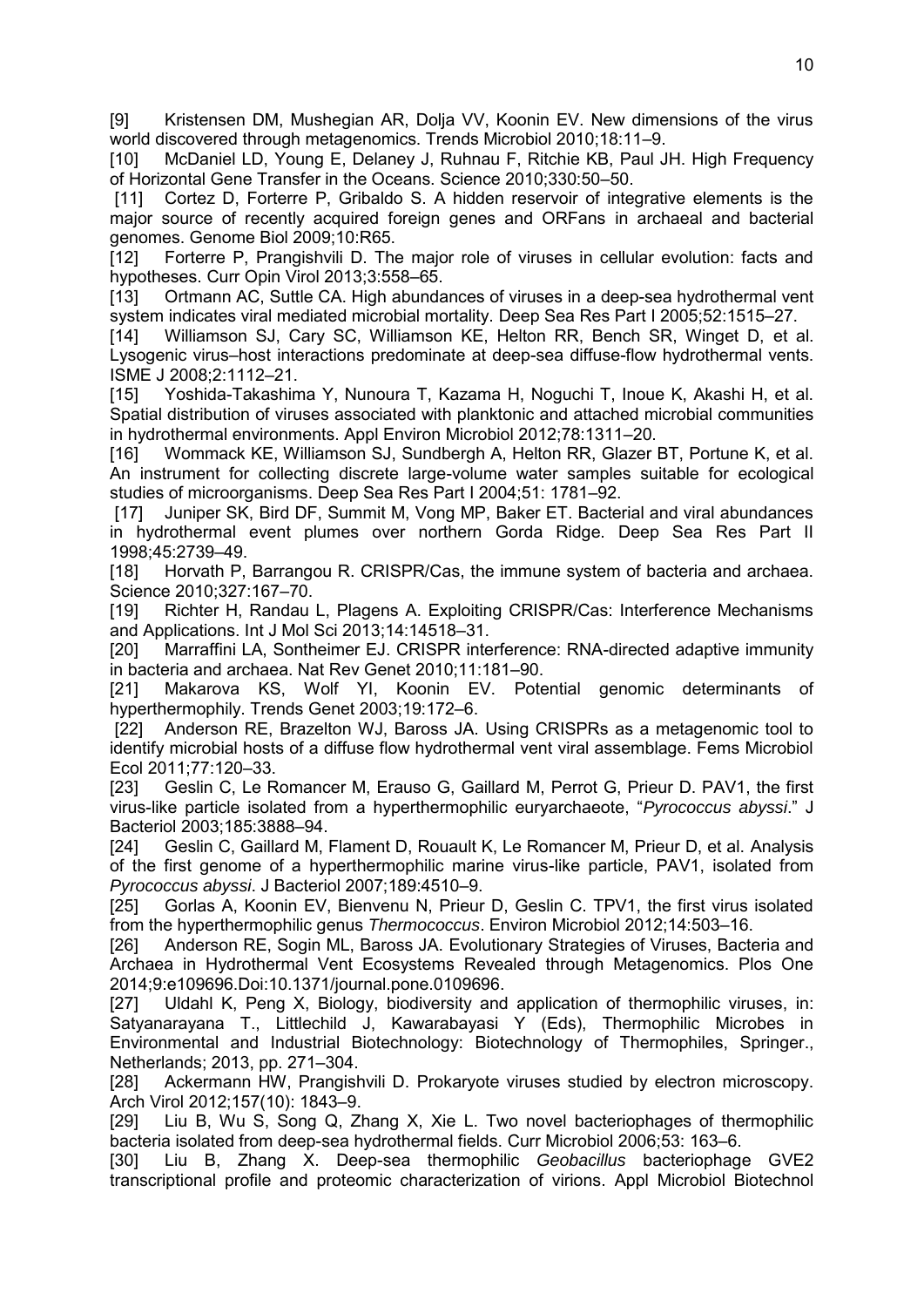[9] Kristensen DM, Mushegian AR, Dolja VV, Koonin EV. New dimensions of the virus world discovered through metagenomics. Trends Microbiol 2010;18:11–9.

[10] McDaniel LD, Young E, Delaney J, Ruhnau F, Ritchie KB, Paul JH. High Frequency of Horizontal Gene Transfer in the Oceans. Science 2010;330:50–50.

[11] Cortez D, Forterre P, Gribaldo S. A hidden reservoir of integrative elements is the major source of recently acquired foreign genes and ORFans in archaeal and bacterial genomes. Genome Biol 2009;10:R65.

[12] Forterre P, Prangishvili D. The major role of viruses in cellular evolution: facts and hypotheses. Curr Opin Virol 2013;3:558–65.

[13] Ortmann AC, Suttle CA. High abundances of viruses in a deep-sea hydrothermal vent system indicates viral mediated microbial mortality. Deep Sea Res Part I 2005;52:1515–27.

[14] Williamson SJ, Cary SC, Williamson KE, Helton RR, Bench SR, Winget D, et al. Lysogenic virus–host interactions predominate at deep-sea diffuse-flow hydrothermal vents. ISME J 2008;2:1112–21.

[15] Yoshida-Takashima Y, Nunoura T, Kazama H, Noguchi T, Inoue K, Akashi H, et al. Spatial distribution of viruses associated with planktonic and attached microbial communities in hydrothermal environments. Appl Environ Microbiol 2012;78:1311–20.

[16] Wommack KE, Williamson SJ, Sundbergh A, Helton RR, Glazer BT, Portune K, et al. An instrument for collecting discrete large-volume water samples suitable for ecological studies of microorganisms. Deep Sea Res Part I 2004;51: 1781–92.

[17] Juniper SK, Bird DF, Summit M, Vong MP, Baker ET. Bacterial and viral abundances in hydrothermal event plumes over northern Gorda Ridge. Deep Sea Res Part II 1998;45:2739–49.

[18] Horvath P, Barrangou R. CRISPR/Cas, the immune system of bacteria and archaea. Science 2010;327:167–70.

[19] Richter H, Randau L, Plagens A. Exploiting CRISPR/Cas: Interference Mechanisms and Applications. Int J Mol Sci 2013;14:14518–31.

[20] Marraffini LA, Sontheimer EJ. CRISPR interference: RNA-directed adaptive immunity in bacteria and archaea. Nat Rev Genet 2010;11:181–90.

[21] Makarova KS, Wolf YI, Koonin EV. Potential genomic determinants of hyperthermophily. Trends Genet 2003;19:172–6.

[22] Anderson RE, Brazelton WJ, Baross JA. Using CRISPRs as a metagenomic tool to identify microbial hosts of a diffuse flow hydrothermal vent viral assemblage. Fems Microbiol Ecol 2011;77:120–33.

[23] Geslin C, Le Romancer M, Erauso G, Gaillard M, Perrot G, Prieur D. PAV1, the first virus-like particle isolated from a hyperthermophilic euryarchaeote, "*Pyrococcus abyssi*." J Bacteriol 2003;185:3888–94.

[24] Geslin C, Gaillard M, Flament D, Rouault K, Le Romancer M, Prieur D, et al. Analysis of the first genome of a hyperthermophilic marine virus-like particle, PAV1, isolated from *Pyrococcus abyssi*. J Bacteriol 2007;189:4510–9.

[25] Gorlas A, Koonin EV, Bienvenu N, Prieur D, Geslin C. TPV1, the first virus isolated from the hyperthermophilic genus *Thermococcus*. Environ Microbiol 2012;14:503–16.

[26] Anderson RE, Sogin ML, Baross JA. Evolutionary Strategies of Viruses, Bacteria and Archaea in Hydrothermal Vent Ecosystems Revealed through Metagenomics. Plos One 2014;9:e109696.Doi:10.1371/journal.pone.0109696.

[27] Uldahl K, Peng X, Biology, biodiversity and application of thermophilic viruses, in: Satyanarayana T., Littlechild J, Kawarabayasi Y (Eds), Thermophilic Microbes in Environmental and Industrial Biotechnology: Biotechnology of Thermophiles, Springer., Netherlands; 2013, pp. 271–304.

[28] Ackermann HW, Prangishvili D. Prokaryote viruses studied by electron microscopy. Arch Virol 2012;157(10): 1843–9.

[29] Liu B, Wu S, Song Q, Zhang X, Xie L. Two novel bacteriophages of thermophilic bacteria isolated from deep-sea hydrothermal fields. Curr Microbiol 2006;53: 163–6.

[30] Liu B, Zhang X. Deep-sea thermophilic *Geobacillus* bacteriophage GVE2 transcriptional profile and proteomic characterization of virions. Appl Microbiol Biotechnol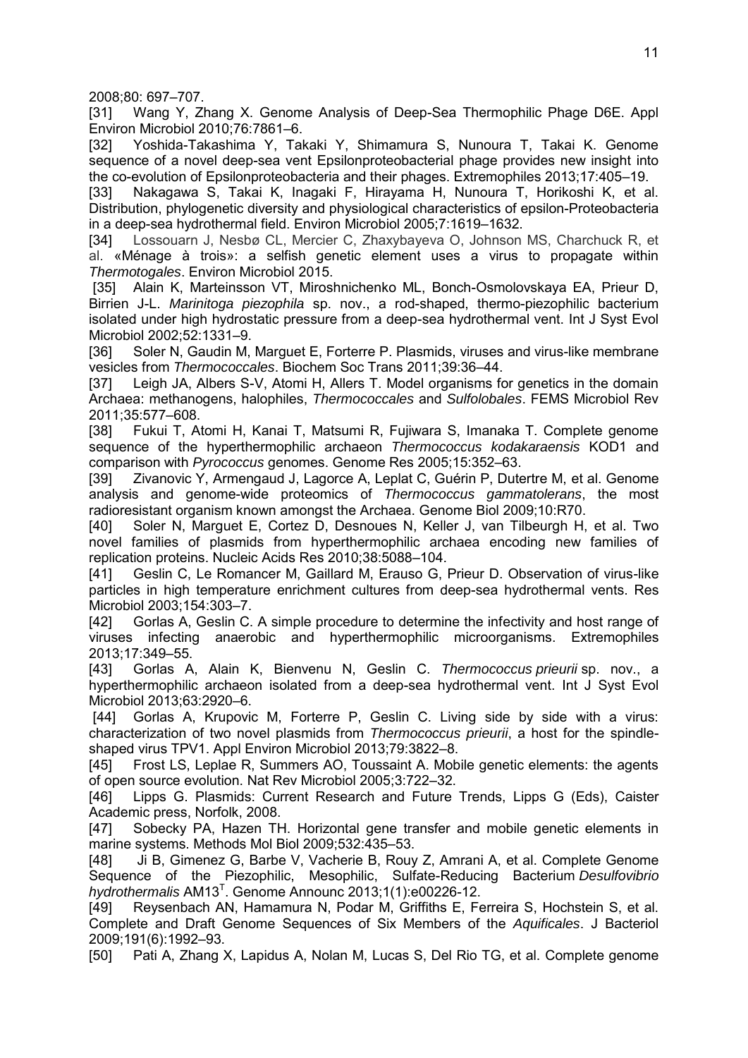2008;80: 697–707.

[31] Wang Y, Zhang X. Genome Analysis of Deep-Sea Thermophilic Phage D6E. Appl Environ Microbiol 2010;76:7861–6.

[32] Yoshida-Takashima Y, Takaki Y, Shimamura S, Nunoura T, Takai K. Genome sequence of a novel deep-sea vent Epsilonproteobacterial phage provides new insight into the co-evolution of Epsilonproteobacteria and their phages. Extremophiles 2013;17:405–19.

[33] Nakagawa S, Takai K, Inagaki F, Hirayama H, Nunoura T, Horikoshi K, et al. Distribution, phylogenetic diversity and physiological characteristics of epsilon-Proteobacteria in a deep-sea hydrothermal field. Environ Microbiol 2005;7:1619–1632.

[34] Lossouarn J, Nesbø CL, Mercier C, Zhaxybayeva O, Johnson MS, Charchuck R, et al. «Ménage à trois»: a selfish genetic element uses a virus to propagate within *Thermotogales*. Environ Microbiol 2015.

[35] Alain K, Marteinsson VT, Miroshnichenko ML, Bonch-Osmolovskaya EA, Prieur D, Birrien J-L. *Marinitoga piezophila* sp. nov., a rod-shaped, thermo-piezophilic bacterium isolated under high hydrostatic pressure from a deep-sea hydrothermal vent. Int J Syst Evol Microbiol 2002;52:1331–9.

[36] Soler N, Gaudin M, Marguet E, Forterre P. Plasmids, viruses and virus-like membrane vesicles from *Thermococcales*. Biochem Soc Trans 2011;39:36–44.

[37] Leigh JA, Albers S-V, Atomi H, Allers T. Model organisms for genetics in the domain Archaea: methanogens, halophiles, *Thermococcales* and *Sulfolobales*. FEMS Microbiol Rev 2011;35:577–608.

[38] Fukui T, Atomi H, Kanai T, Matsumi R, Fujiwara S, Imanaka T. Complete genome sequence of the hyperthermophilic archaeon *Thermococcus kodakaraensis* KOD1 and comparison with *Pyrococcus* genomes. Genome Res 2005;15:352–63.

[39] Zivanovic Y, Armengaud J, Lagorce A, Leplat C, Guérin P, Dutertre M, et al. Genome analysis and genome-wide proteomics of *Thermococcus gammatolerans*, the most radioresistant organism known amongst the Archaea. Genome Biol 2009;10:R70.

[40] Soler N, Marguet E, Cortez D, Desnoues N, Keller J, van Tilbeurgh H, et al. Two novel families of plasmids from hyperthermophilic archaea encoding new families of replication proteins. Nucleic Acids Res 2010;38:5088–104.

[41] Geslin C, Le Romancer M, Gaillard M, Erauso G, Prieur D. Observation of virus-like particles in high temperature enrichment cultures from deep-sea hydrothermal vents. Res Microbiol 2003;154:303–7.

[42] Gorlas A, Geslin C. A simple procedure to determine the infectivity and host range of viruses infecting anaerobic and hyperthermophilic microorganisms. Extremophiles 2013;17:349–55.

[43] Gorlas A, Alain K, Bienvenu N, Geslin C. *Thermococcus prieurii* sp. nov., a hyperthermophilic archaeon isolated from a deep-sea hydrothermal vent. Int J Syst Evol Microbiol 2013;63:2920–6.

[44] Gorlas A, Krupovic M, Forterre P, Geslin C. Living side by side with a virus: characterization of two novel plasmids from *Thermococcus prieurii*, a host for the spindle-shaped virus TPV1. Appl Environ Microbiol 2013;79:3822–8.

[45] Frost LS, Leplae R, Summers AO, Toussaint A. Mobile genetic elements: the agents of open source evolution. Nat Rev Microbiol 2005;3:722–32.

[46] Lipps G. Plasmids: Current Research and Future Trends, Lipps G (Eds), Caister Academic press, Norfolk, 2008.

[47] Sobecky PA, Hazen TH. Horizontal gene transfer and mobile genetic elements in marine systems. Methods Mol Biol 2009;532:435–53.

[48] Ji B, Gimenez G, Barbe V, Vacherie B, Rouy Z, Amrani A, et al. Complete Genome Sequence of the Piezophilic, Mesophilic, Sulfate-Reducing Bacterium *Desulfovibrio hydrothermalis* AM13$^T$. Genome Announc 2013;1(1):e00226-12.

[49] Reysenbach AN, Hamamura N, Podar M, Griffiths E, Ferreira S, Hochstein S, et al. Complete and Draft Genome Sequences of Six Members of the *Aquificales*. J Bacteriol 2009;191(6):1992–93.

[50] Pati A, Zhang X, Lapidus A, Nolan M, Lucas S, Del Rio TG, et al. Complete genome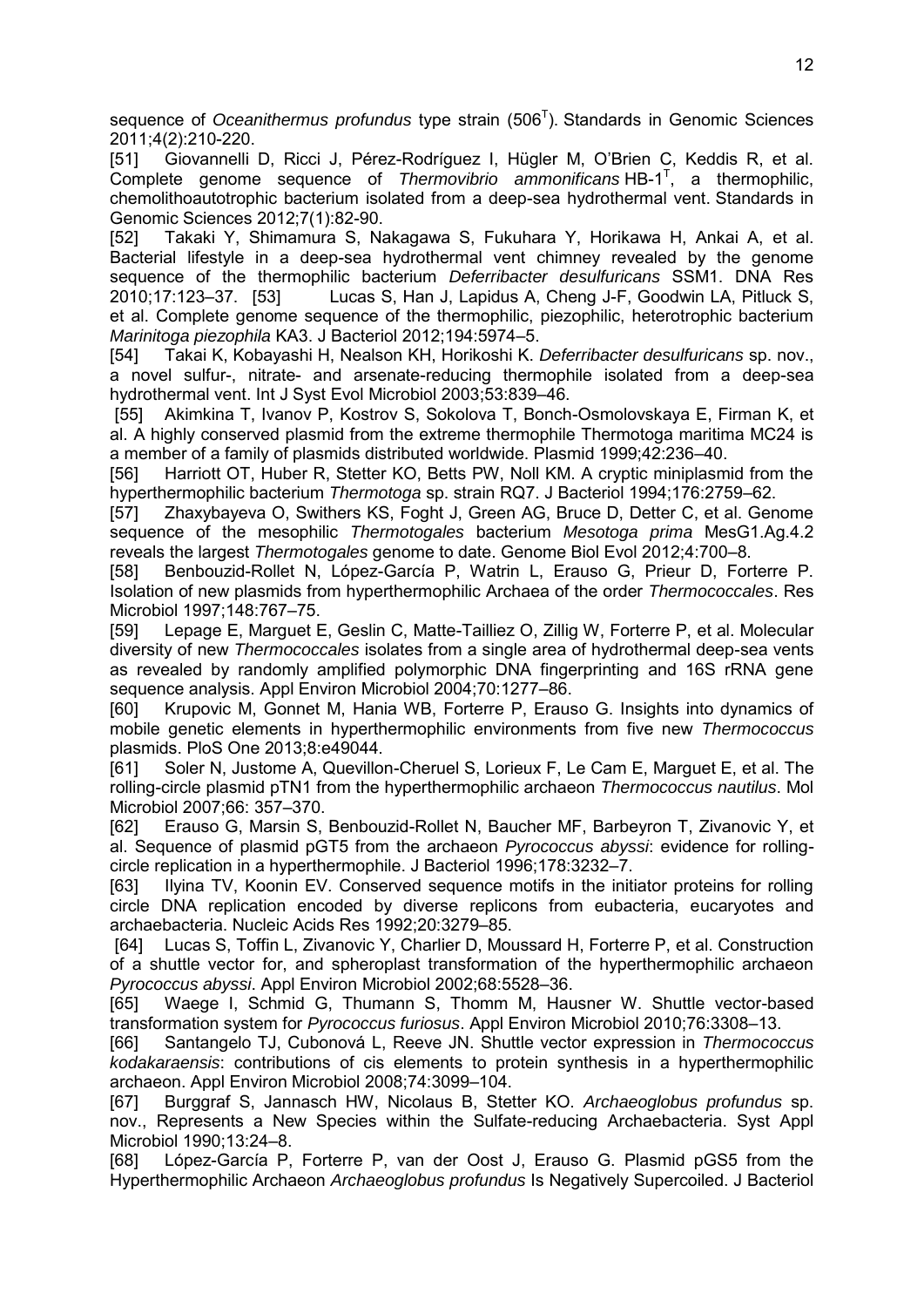sequence of *Oceanithermus profundus* type strain (506$^T$). Standards in Genomic Sciences 2011;4(2):210-220.

[51] Giovannelli D, Ricci J, Pérez-Rodríguez I, Hügler M, O'Brien C, Keddis R, et al. Complete genome sequence of *Thermovibrio ammonificans* HB-1$^T$, a thermophilic, chemolithoautotrophic bacterium isolated from a deep-sea hydrothermal vent. Standards in Genomic Sciences 2012;7(1):82-90.

[52] Takaki Y, Shimamura S, Nakagawa S, Fukuhara Y, Horikawa H, Ankai A, et al. Bacterial lifestyle in a deep-sea hydrothermal vent chimney revealed by the genome sequence of the thermophilic bacterium *Deferribacter desulfuricans* SSM1. DNA Res 2010;17:123–37.

[53] Lucas S, Han J, Lapidus A, Cheng J-F, Goodwin LA, Pitluck S, et al. Complete genome sequence of the thermophilic, piezophilic, heterotrophic bacterium *Marinitoga piezophila* KA3. J Bacteriol 2012;194:5974–5.

[54] Takai K, Kobayashi H, Nealson KH, Horikoshi K. *Deferribacter desulfuricans* sp. nov., a novel sulfur-, nitrate- and arsenate-reducing thermophile isolated from a deep-sea hydrothermal vent. Int J Syst Evol Microbiol 2003;53:839–46.

[55] Akimkina T, Ivanov P, Kostrov S, Sokolova T, Bonch-Osmolovskaya E, Firman K, et al. A highly conserved plasmid from the extreme thermophile Thermotoga maritima MC24 is a member of a family of plasmids distributed worldwide. Plasmid 1999;42:236–40.

[56] Harriott OT, Huber R, Stetter KO, Betts PW, Noll KM. A cryptic miniplasmid from the hyperthermophilic bacterium *Thermotoga* sp. strain RQ7. J Bacteriol 1994;176:2759–62.

[57] Zhaxybayeva O, Swithers KS, Foght J, Green AG, Bruce D, Detter C, et al. Genome sequence of the mesophilic *Thermotogales* bacterium *Mesotoga prima* MesG1.Ag.4.2 reveals the largest *Thermotogales* genome to date. Genome Biol Evol 2012;4:700–8.

[58] Benbouzid-Rollet N, López-García P, Watrin L, Erauso G, Prieur D, Forterre P. Isolation of new plasmids from hyperthermophilic Archaea of the order *Thermococcales*. Res Microbiol 1997;148:767–75.

[59] Lepage E, Marguet E, Geslin C, Matte-Tailliez O, Zillig W, Forterre P, et al. Molecular diversity of new *Thermococcales* isolates from a single area of hydrothermal deep-sea vents as revealed by randomly amplified polymorphic DNA fingerprinting and 16S rRNA gene sequence analysis. Appl Environ Microbiol 2004;70:1277–86.

[60] Krupovic M, Gonnet M, Hania WB, Forterre P, Erauso G. Insights into dynamics of mobile genetic elements in hyperthermophilic environments from five new *Thermococcus* plasmids. PloS One 2013;8:e49044.

[61] Soler N, Justome A, Quevillon-Cheruel S, Lorieux F, Le Cam E, Marguet E, et al. The rolling-circle plasmid pTN1 from the hyperthermophilic archaeon *Thermococcus nautilus*. Mol Microbiol 2007;66: 357–370.

[62] Erauso G, Marsin S, Benbouzid-Rollet N, Baucher MF, Barbeyron T, Zivanovic Y, et al. Sequence of plasmid pGT5 from the archaeon *Pyrococcus abyssi*: evidence for rolling-circle replication in a hyperthermophile. J Bacteriol 1996;178:3232–7.

[63] Ilyina TV, Koonin EV. Conserved sequence motifs in the initiator proteins for rolling circle DNA replication encoded by diverse replicons from eubacteria, eucaryotes and archaebacteria. Nucleic Acids Res 1992;20:3279–85.

[64] Lucas S, Toffin L, Zivanovic Y, Charlier D, Moussard H, Forterre P, et al. Construction of a shuttle vector for, and spheroplast transformation of the hyperthermophilic archaeon *Pyrococcus abyssi*. Appl Environ Microbiol 2002;68:5528–36.

[65] Waege I, Schmid G, Thumann S, Thomm M, Hausner W. Shuttle vector-based transformation system for *Pyrococcus furiosus*. Appl Environ Microbiol 2010;76:3308–13.

[66] Santangelo TJ, Cubonová L, Reeve JN. Shuttle vector expression in *Thermococcus kodakaraensis*: contributions of cis elements to protein synthesis in a hyperthermophilic archaeon. Appl Environ Microbiol 2008;74:3099–104.

[67] Burggraf S, Jannasch HW, Nicolaus B, Stetter KO. *Archaeoglobus profundus* sp. nov., Represents a New Species within the Sulfate-reducing Archaebacteria. Syst Appl Microbiol 1990;13:24–8.

[68] López-García P, Forterre P, van der Oost J, Erauso G. Plasmid pGS5 from the Hyperthermophilic Archaeon *Archaeoglobus profundus* Is Negatively Supercoiled. J Bacteriol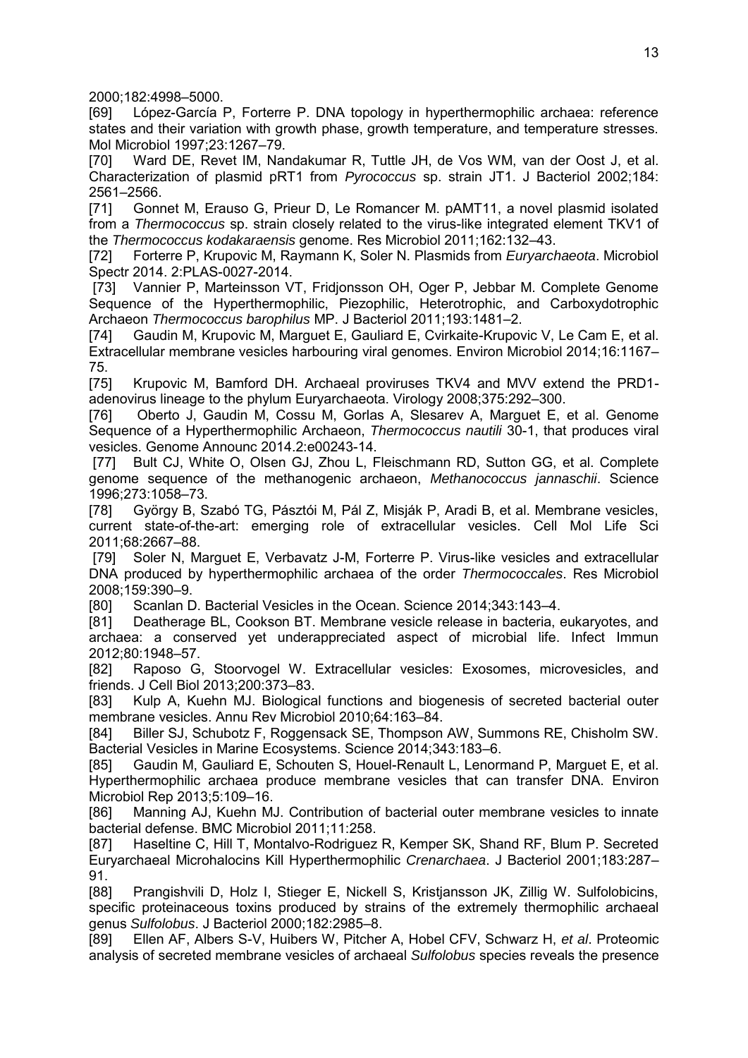2000;182:4998–5000.

[69] López-García P, Forterre P. DNA topology in hyperthermophilic archaea: reference states and their variation with growth phase, growth temperature, and temperature stresses. Mol Microbiol 1997;23:1267–79.

[70] Ward DE, Revet IM, Nandakumar R, Tuttle JH, de Vos WM, van der Oost J, et al. Characterization of plasmid pRT1 from *Pyrococcus* sp. strain JT1. J Bacteriol 2002;184: 2561–2566.

[71] Gonnet M, Erauso G, Prieur D, Le Romancer M. pAMT11, a novel plasmid isolated from a *Thermococcus* sp. strain closely related to the virus-like integrated element TKV1 of the *Thermococcus kodakaraensis* genome. Res Microbiol 2011;162:132–43.

[72] Forterre P, Krupovic M, Raymann K, Soler N. Plasmids from *Euryarchaeota*. Microbiol Spectr 2014. 2:PLAS-0027-2014.

[73] Vannier P, Marteinsson VT, Fridjonsson OH, Oger P, Jebbar M. Complete Genome Sequence of the Hyperthermophilic, Piezophilic, Heterotrophic, and Carboxydotrophic Archaeon *Thermococcus barophilus* MP. J Bacteriol 2011;193:1481–2.

[74] Gaudin M, Krupovic M, Marguet E, Gauliard E, Cvirkaite-Krupovic V, Le Cam E, et al. Extracellular membrane vesicles harbouring viral genomes. Environ Microbiol 2014;16:1167–75.

[75] Krupovic M, Bamford DH. Archaeal proviruses TKV4 and MVV extend the PRD1-adenovirus lineage to the phylum Euryarchaeota. Virology 2008;375:292–300.

[76] Oberto J, Gaudin M, Cossu M, Gorlas A, Slesarev A, Marguet E, et al. Genome Sequence of a Hyperthermophilic Archaeon, *Thermococcus nautili* 30-1, that produces viral vesicles. Genome Announc 2014.2:e00243-14.

[77] Bult CJ, White O, Olsen GJ, Zhou L, Fleischmann RD, Sutton GG, et al. Complete genome sequence of the methanogenic archaeon, *Methanococcus jannaschii*. Science 1996;273:1058–73.

[78] György B, Szabó TG, Pásztói M, Pál Z, Misják P, Aradi B, et al. Membrane vesicles, current state-of-the-art: emerging role of extracellular vesicles. Cell Mol Life Sci 2011;68:2667–88.

[79] Soler N, Marguet E, Verbavatz J-M, Forterre P. Virus-like vesicles and extracellular DNA produced by hyperthermophilic archaea of the order *Thermococcales*. Res Microbiol 2008;159:390–9.

[80] Scanlan D. Bacterial Vesicles in the Ocean. Science 2014;343:143–4.

[81] Deatherage BL, Cookson BT. Membrane vesicle release in bacteria, eukaryotes, and archaea: a conserved yet underappreciated aspect of microbial life. Infect Immun 2012;80:1948–57.

[82] Raposo G, Stoorvogel W. Extracellular vesicles: Exosomes, microvesicles, and friends. J Cell Biol 2013;200:373–83.

[83] Kulp A, Kuehn MJ. Biological functions and biogenesis of secreted bacterial outer membrane vesicles. Annu Rev Microbiol 2010;64:163–84.

[84] Biller SJ, Schubotz F, Roggensack SE, Thompson AW, Summons RE, Chisholm SW. Bacterial Vesicles in Marine Ecosystems. Science 2014;343:183–6.

[85] Gaudin M, Gauliard E, Schouten S, Houel-Renault L, Lenormand P, Marguet E, et al. Hyperthermophilic archaea produce membrane vesicles that can transfer DNA. Environ Microbiol Rep 2013;5:109–16.

[86] Manning AJ, Kuehn MJ. Contribution of bacterial outer membrane vesicles to innate bacterial defense. BMC Microbiol 2011;11:258.

[87] Haseltine C, Hill T, Montalvo-Rodriguez R, Kemper SK, Shand RF, Blum P. Secreted Euryarchaeal Microhalocins Kill Hyperthermophilic *Crenarchaea*. J Bacteriol 2001;183:287–91.

[88] Prangishvili D, Holz I, Stieger E, Nickell S, Kristjansson JK, Zillig W. Sulfolobicins, specific proteinaceous toxins produced by strains of the extremely thermophilic archaeal genus *Sulfolobus*. J Bacteriol 2000;182:2985–8.

[89] Ellen AF, Albers S-V, Huibers W, Pitcher A, Hobel CFV, Schwarz H, *et al*. Proteomic analysis of secreted membrane vesicles of archaeal *Sulfolobus* species reveals the presence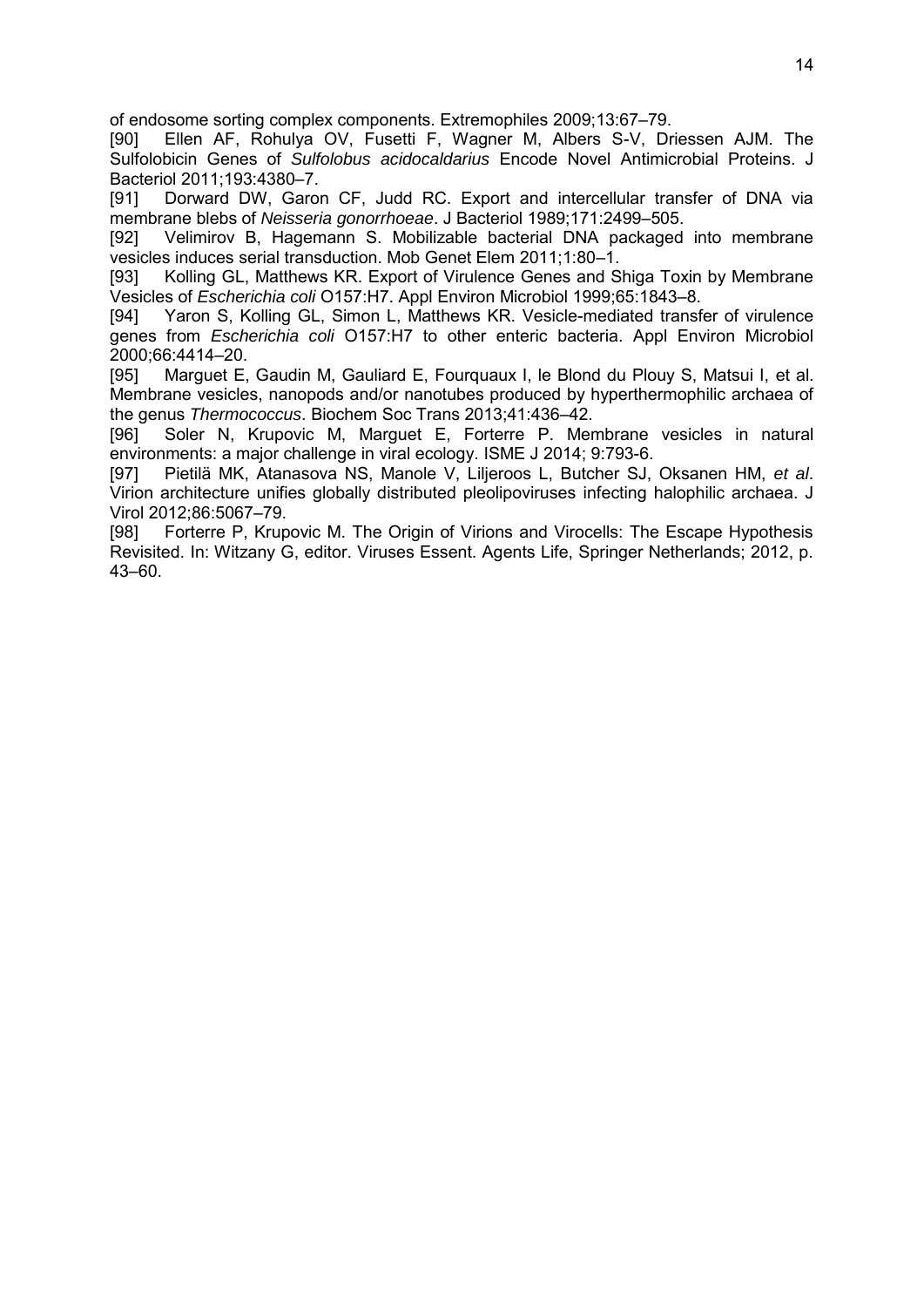of endosome sorting complex components. Extremophiles 2009;13:67–79.

[90] Ellen AF, Rohulya OV, Fusetti F, Wagner M, Albers S-V, Driessen AJM. The Sulfolobicin Genes of *Sulfolobus acidocaldarius* Encode Novel Antimicrobial Proteins. J Bacteriol 2011;193:4380–7.

[91] Dorward DW, Garon CF, Judd RC. Export and intercellular transfer of DNA via membrane blebs of *Neisseria gonorrhoeae*. J Bacteriol 1989;171:2499–505.

[92] Velimirov B, Hagemann S. Mobilizable bacterial DNA packaged into membrane vesicles induces serial transduction. Mob Genet Elem 2011;1:80–1.

[93] Kolling GL, Matthews KR. Export of Virulence Genes and Shiga Toxin by Membrane Vesicles of *Escherichia coli* O157:H7. Appl Environ Microbiol 1999;65:1843–8.

[94] Yaron S, Kolling GL, Simon L, Matthews KR. Vesicle-mediated transfer of virulence genes from *Escherichia coli* O157:H7 to other enteric bacteria. Appl Environ Microbiol 2000;66:4414–20.

[95] Marguet E, Gaudin M, Gauliard E, Fourquaux I, le Blond du Plouy S, Matsui I, et al. Membrane vesicles, nanopods and/or nanotubes produced by hyperthermophilic archaea of the genus *Thermococcus*. Biochem Soc Trans 2013;41:436–42.

[96] Soler N, Krupovic M, Marguet E, Forterre P. Membrane vesicles in natural environments: a major challenge in viral ecology. ISME J 2014; 9:793-6.

[97] Pietilä MK, Atanasova NS, Manole V, Liljeroos L, Butcher SJ, Oksanen HM, *et al*. Virion architecture unifies globally distributed pleolipoviruses infecting halophilic archaea. J Virol 2012;86:5067–79.

[98] Forterre P, Krupovic M. The Origin of Virions and Virocells: The Escape Hypothesis Revisited. In: Witzany G, editor. Viruses Essent. Agents Life, Springer Netherlands; 2012, p. 43–60.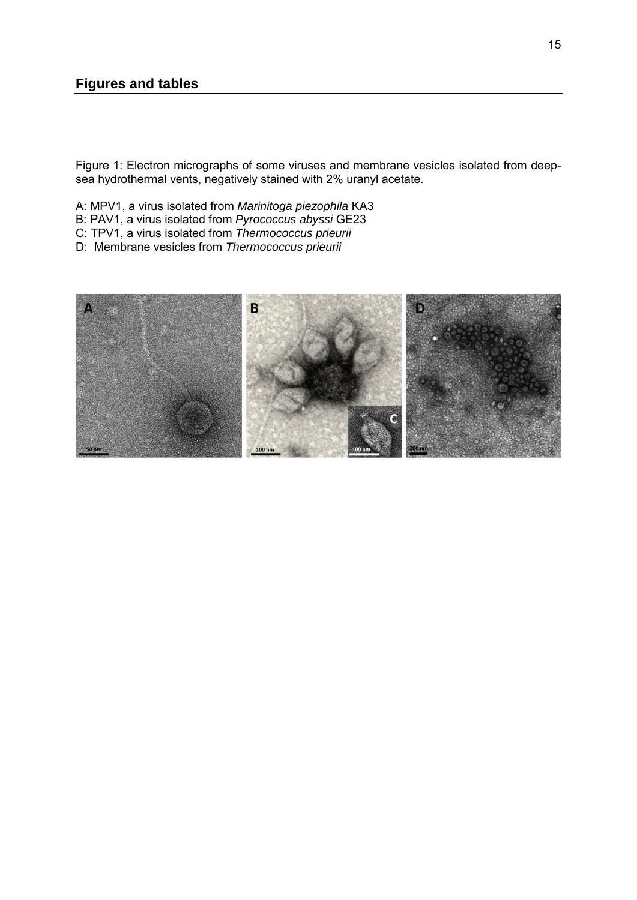## Figures and tables

Figure 1: Electron micrographs of some viruses and membrane vesicles isolated from deep-sea hydrothermal vents, negatively stained with 2% uranyl acetate.

A: MPV1, a virus isolated from *Marinitoga piezophila* KA3
B: PAV1, a virus isolated from *Pyrococcus abyssi* GE23
C: TPV1, a virus isolated from *Thermococcus prieurii*
D: Membrane vesicles from *Thermococcus prieurii*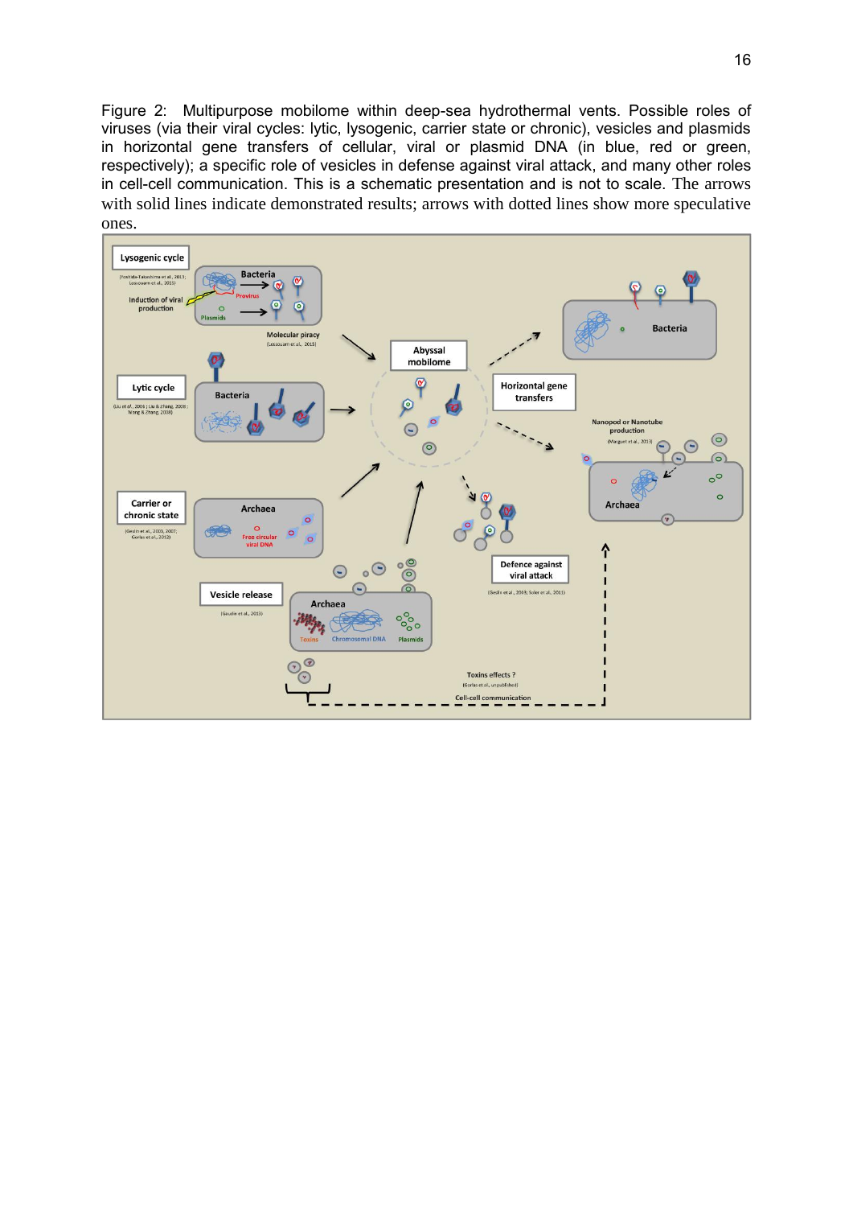Figure 2: Multipurpose mobilome within deep-sea hydrothermal vents. Possible roles of viruses (via their viral cycles: lytic, lysogenic, carrier state or chronic), vesicles and plasmids in horizontal gene transfers of cellular, viral or plasmid DNA (in blue, red or green, respectively); a specific role of vesicles in defense against viral attack, and many other roles in cell-cell communication. This is a schematic presentation and is not to scale. The arrows with solid lines indicate demonstrated results; arrows with dotted lines show more speculative ones.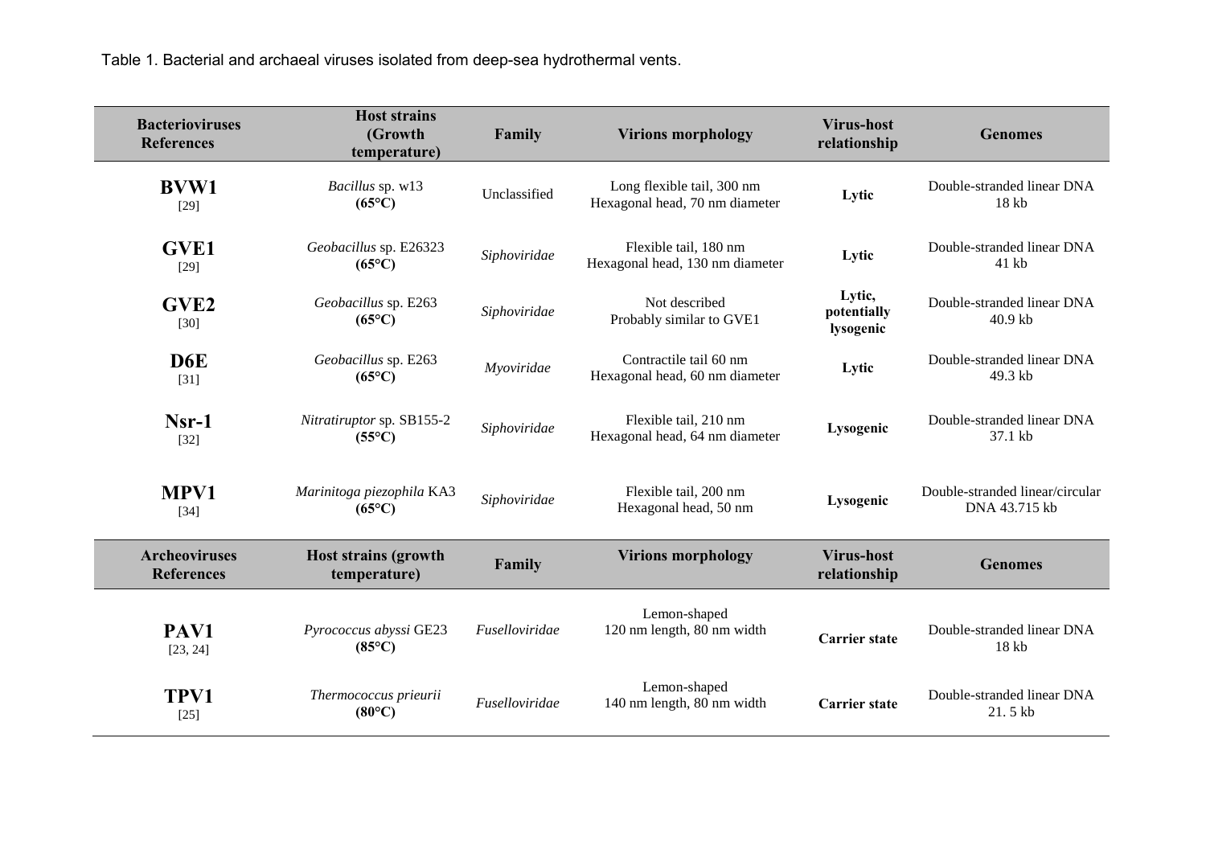Table 1. Bacterial and archaeal viruses isolated from deep-sea hydrothermal vents.

| Bacterioviruses References | Host strains (Growth temperature) | Family | Virions morphology | Virus-host relationship | Genomes |
|---|---|---|---|---|---|
| **BVW1** [29] | *Bacillus* sp. w13 **(65°C)** | Unclassified | Long flexible tail, 300 nm Hexagonal head, 70 nm diameter | **Lytic** | Double-stranded linear DNA 18 kb |
| **GVE1** [29] | *Geobacillus* sp. E26323 **(65°C)** | *Siphoviridae* | Flexible tail, 180 nm Hexagonal head, 130 nm diameter | **Lytic** | Double-stranded linear DNA 41 kb |
| **GVE2** [30] | *Geobacillus* sp. E263 **(65°C)** | *Siphoviridae* | Not described Probably similar to GVE1 | **Lytic, potentially lysogenic** | Double-stranded linear DNA 40.9 kb |
| **D6E** [31] | *Geobacillus* sp. E263 **(65°C)** | *Myoviridae* | Contractile tail 60 nm Hexagonal head, 60 nm diameter | **Lytic** | Double-stranded linear DNA 49.3 kb |
| **Nsr-1** [32] | *Nitratiruptor* sp. SB155-2 **(55°C)** | *Siphoviridae* | Flexible tail, 210 nm Hexagonal head, 64 nm diameter | **Lysogenic** | Double-stranded linear DNA 37.1 kb |
| **MPV1** [34] | *Marinitoga piezophila* KA3 **(65°C)** | *Siphoviridae* | Flexible tail, 200 nm Hexagonal head, 50 nm | **Lysogenic** | Double-stranded linear/circular DNA 43.715 kb |
| **Archeoviruses References** | **Host strains (growth temperature)** | **Family** | **Virions morphology** | **Virus-host relationship** | **Genomes** |
| **PAV1** [23, 24] | *Pyrococcus abyssi* GE23 **(85°C)** | *Fuselloviridae* | Lemon-shaped 120 nm length, 80 nm width | **Carrier state** | Double-stranded linear DNA 18 kb |
| **TPV1** [25] | *Thermococcus prieurii* **(80°C)** | *Fuselloviridae* | Lemon-shaped 140 nm length, 80 nm width | **Carrier state** | Double-stranded linear DNA 21. 5 kb |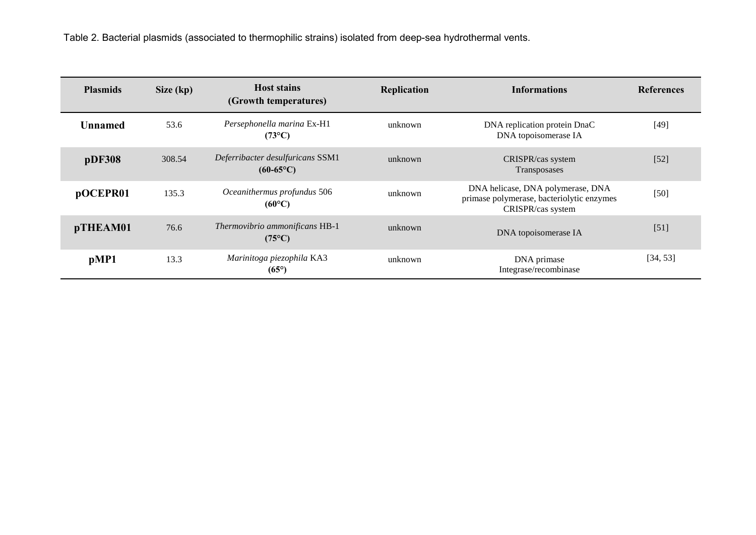Table 2. Bacterial plasmids (associated to thermophilic strains) isolated from deep-sea hydrothermal vents.

| Plasmids | Size (kp) | Host stains (Growth temperatures) | Replication | Informations | References |
|---|---|---|---|---|---|
| **Unnamed** | 53.6 | *Persephonella marina* Ex-H1 **(73°C)** | unknown | DNA replication protein DnaC DNA topoisomerase IA | [49] |
| **pDF308** | 308.54 | *Deferribacter desulfuricans* SSM1 **(60-65°C)** | unknown | CRISPR/cas system Transposases | [52] |
| **pOCEPR01** | 135.3 | *Oceanithermus profundus* 506 **(60°C)** | unknown | DNA helicase, DNA polymerase, DNA primase polymerase, bacteriolytic enzymes CRISPR/cas system | [50] |
| **pTHEAM01** | 76.6 | *Thermovibrio ammonificans* HB-1 **(75°C)** | unknown | DNA topoisomerase IA | [51] |
| **pMP1** | 13.3 | *Marinitoga piezophila* KA3 **(65°)** | unknown | DNA primase Integrase/recombinase | [34, 53] |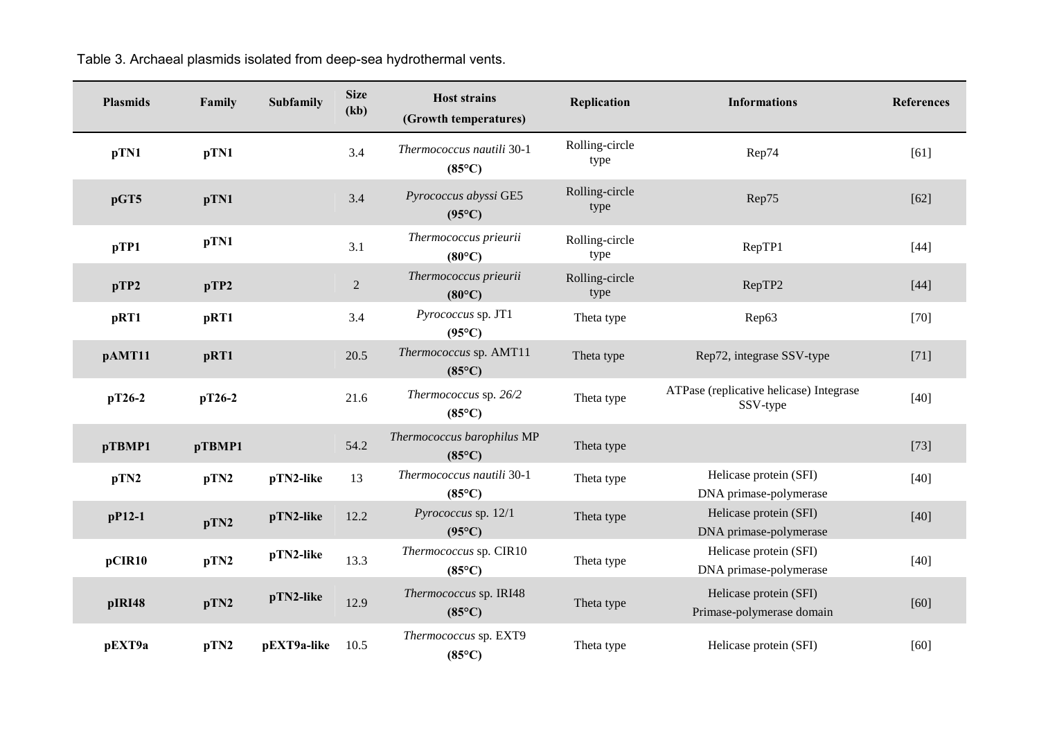Table 3. Archaeal plasmids isolated from deep-sea hydrothermal vents.

| Plasmids | Family | Subfamily | Size (kb) | Host strains (Growth temperatures) | Replication | Informations | References |
|---|---|---|---|---|---|---|---|
| **pTN1** | **pTN1** | | 3.4 | *Thermococcus nautili* 30-1 **(85°C)** | Rolling-circle type | Rep74 | [61] |
| **pGT5** | **pTN1** | | 3.4 | *Pyrococcus abyssi* GE5 **(95°C)** | Rolling-circle type | Rep75 | [62] |
| **pTP1** | **pTN1** | | 3.1 | *Thermococcus prieurii* **(80°C)** | Rolling-circle type | RepTP1 | [44] |
| **pTP2** | **pTP2** | | 2 | *Thermococcus prieurii* **(80°C)** | Rolling-circle type | RepTP2 | [44] |
| **pRT1** | **pRT1** | | 3.4 | *Pyrococcus* sp. JT1 **(95°C)** | Theta type | Rep63 | [70] |
| **pAMT11** | **pRT1** | | 20.5 | *Thermococcus* sp. AMT11 **(85°C)** | Theta type | Rep72, integrase SSV-type | [71] |
| **pT26-2** | **pT26-2** | | 21.6 | *Thermococcus* sp. *26/2* **(85°C)** | Theta type | ATPase (replicative helicase) Integrase SSV-type | [40] |
| **pTBMP1** | **pTBMP1** | | 54.2 | *Thermococcus barophilus* MP **(85°C)** | Theta type | | [73] |
| **pTN2** | **pTN2** | **pTN2-like** | 13 | *Thermococcus nautili* 30-1 **(85°C)** | Theta type | Helicase protein (SFI) DNA primase-polymerase | [40] |
| **pP12-1** | **pTN2** | **pTN2-like** | 12.2 | *Pyrococcus* sp. 12/1 **(95°C)** | Theta type | Helicase protein (SFI) DNA primase-polymerase | [40] |
| **pCIR10** | **pTN2** | **pTN2-like** | 13.3 | *Thermococcus* sp. CIR10 **(85°C)** | Theta type | Helicase protein (SFI) DNA primase-polymerase | [40] |
| **pIRI48** | **pTN2** | **pTN2-like** | 12.9 | *Thermococcus* sp. IRI48 **(85°C)** | Theta type | Helicase protein (SFI) Primase-polymerase domain | [60] |
| **pEXT9a** | **pTN2** | **pEXT9a-like** | 10.5 | *Thermococcus* sp. EXT9 **(85°C)** | Theta type | Helicase protein (SFI) | [60] |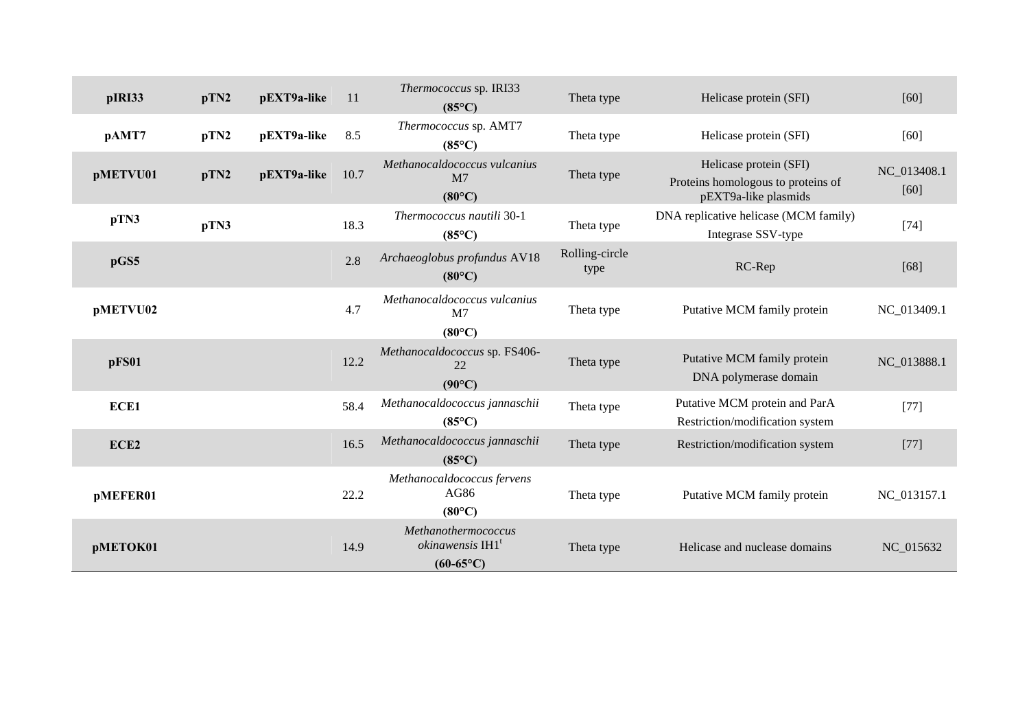| | | | | | | | |
|---|---|---|---|---|---|---|---|
| **pIRI33** | **pTN2** | **pEXT9a-like** | 11 | *Thermococcus* sp. IRI33 **(85°C)** | Theta type | Helicase protein (SFI) | [60] |
| **pAMT7** | **pTN2** | **pEXT9a-like** | 8.5 | *Thermococcus* sp. AMT7 **(85°C)** | Theta type | Helicase protein (SFI) | [60] |
| **pMETVU01** | **pTN2** | **pEXT9a-like** | 10.7 | *Methanocaldococcus vulcanius* M7 **(80°C)** | Theta type | Helicase protein (SFI) Proteins homologous to proteins of pEXT9a-like plasmids | NC_013408.1 [60] |
| **pTN3** | **pTN3** | | 18.3 | *Thermococcus nautili* 30-1 **(85°C)** | Theta type | DNA replicative helicase (MCM family) Integrase SSV-type | [74] |
| **pGS5** | | | 2.8 | *Archaeoglobus profundus* AV18 **(80°C)** | Rolling-circle type | RC-Rep | [68] |
| **pMETVU02** | | | 4.7 | *Methanocaldococcus vulcanius* M7 **(80°C)** | Theta type | Putative MCM family protein | NC_013409.1 |
| **pFS01** | | | 12.2 | *Methanocaldococcus* sp. FS406-22 **(90°C)** | Theta type | Putative MCM family protein DNA polymerase domain | NC_013888.1 |
| **ECE1** | | | 58.4 | *Methanocaldococcus jannaschii* **(85°C)** | Theta type | Putative MCM protein and ParA Restriction/modification system | [77] |
| **ECE2** | | | 16.5 | *Methanocaldococcus jannaschii* **(85°C)** | Theta type | Restriction/modification system | [77] |
| **pMEFER01** | | | 22.2 | *Methanocaldococcus fervens* AG86 **(80°C)** | Theta type | Putative MCM family protein | NC_013157.1 |
| **pMETOK01** | | | 14.9 | *Methanothermococcus okinawensis* IH1[t] **(60-65°C)** | Theta type | Helicase and nuclease domains | NC_015632 |